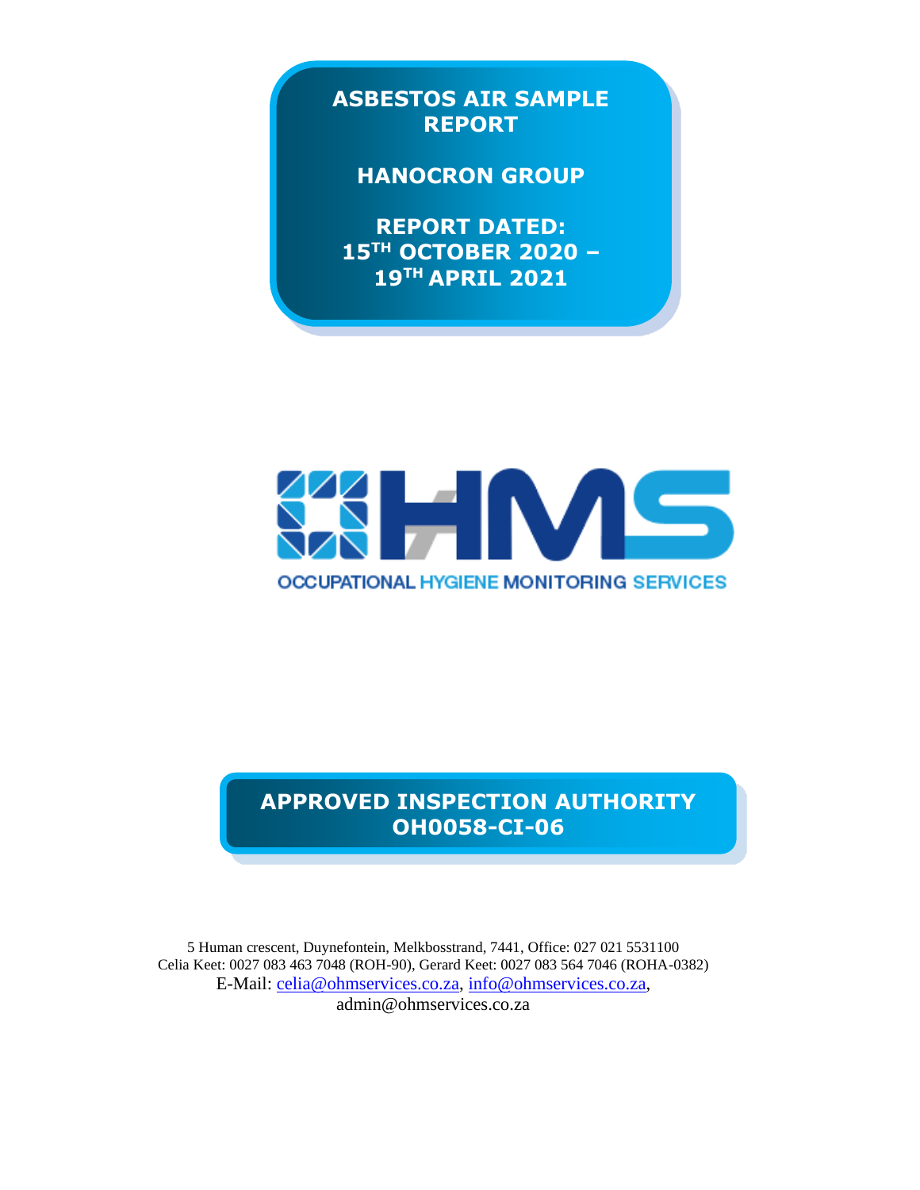# ASBESTOS AIR SAMPLE REPORT

# HANOCRON GROUP

**REPORT DATED:**
**15TH OCTOBER 2020 – 19TH APRIL 2021**

OHMS

OCCUPATIONAL HYGIENE MONITORING SERVICES

## APPROVED INSPECTION AUTHORITY OH0058-CI-06

5 Human crescent, Duynefontein, Melkbosstrand, 7441, Office: 027 021 5531100
Celia Keet: 0027 083 463 7048 (ROH-90), Gerard Keet: 0027 083 564 7046 (ROHA-0382)
E-Mail: celia@ohmservices.co.za, info@ohmservices.co.za, admin@ohmservices.co.za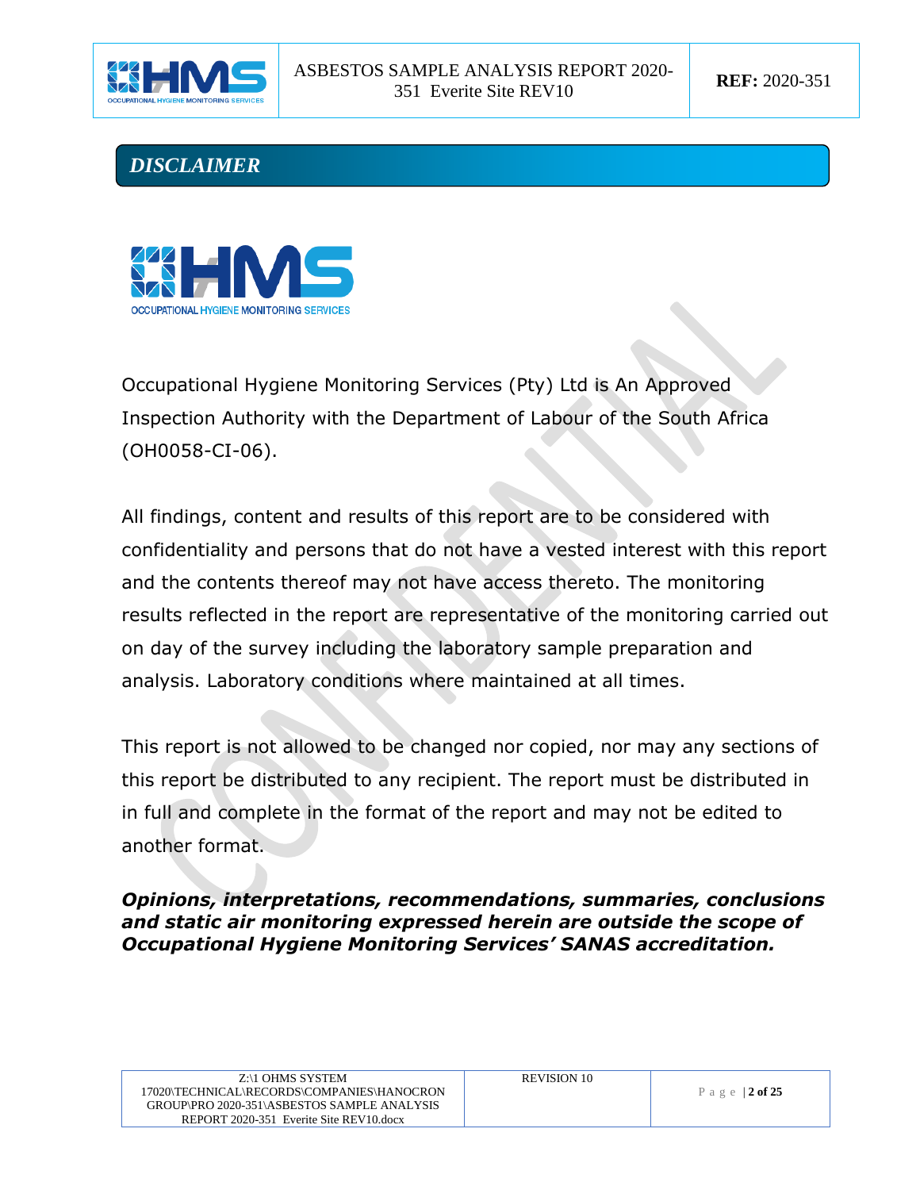## *DISCLAIMER*

Occupational Hygiene Monitoring Services (Pty) Ltd is An Approved Inspection Authority with the Department of Labour of the South Africa (OH0058-CI-06).

All findings, content and results of this report are to be considered with confidentiality and persons that do not have a vested interest with this report and the contents thereof may not have access thereto. The monitoring results reflected in the report are representative of the monitoring carried out on day of the survey including the laboratory sample preparation and analysis. Laboratory conditions where maintained at all times.

This report is not allowed to be changed nor copied, nor may any sections of this report be distributed to any recipient. The report must be distributed in in full and complete in the format of the report and may not be edited to another format.

***Opinions, interpretations, recommendations, summaries, conclusions and static air monitoring expressed herein are outside the scope of Occupational Hygiene Monitoring Services' SANAS accreditation.***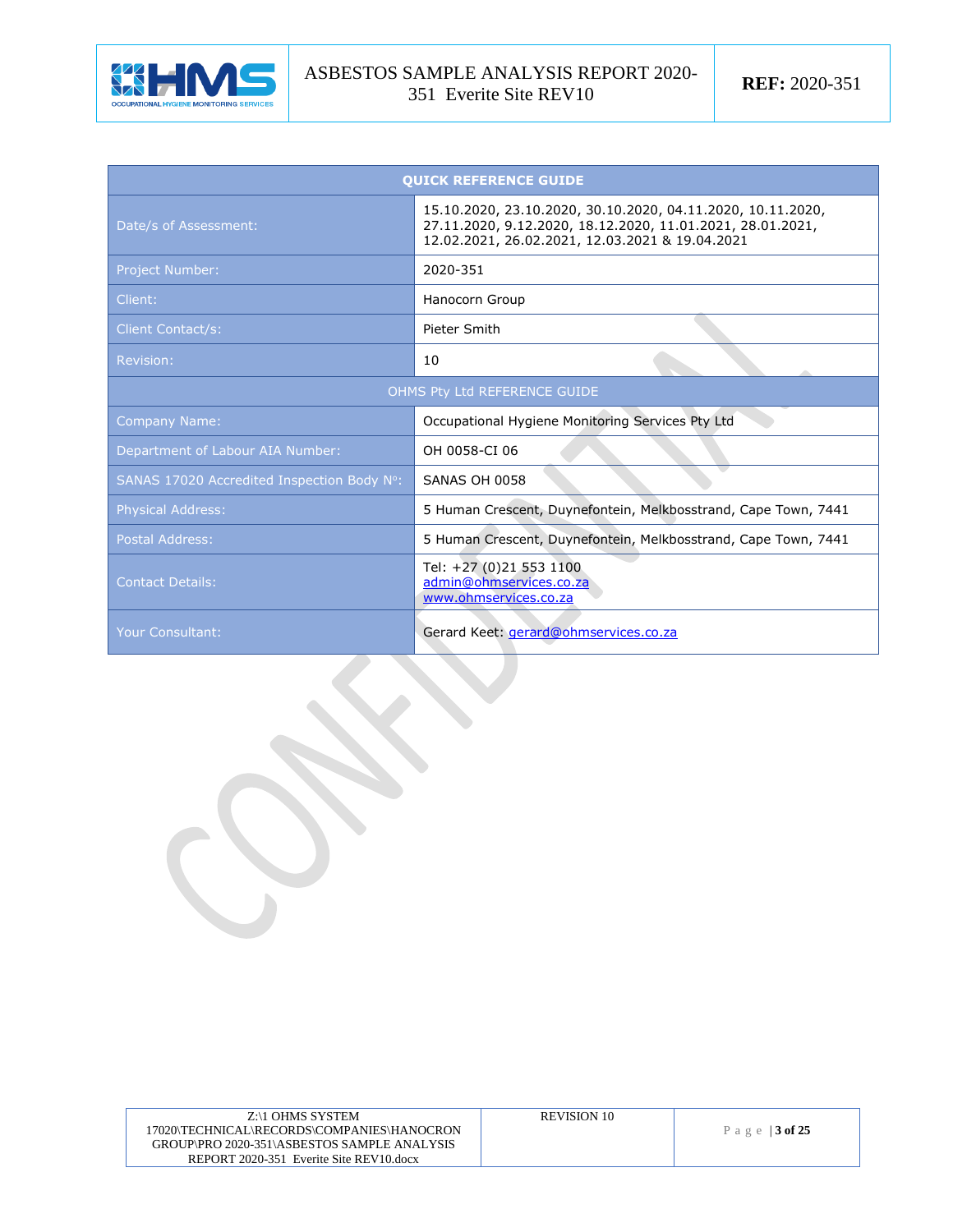| QUICK REFERENCE GUIDE | |
|---|---|
| Date/s of Assessment: | 15.10.2020, 23.10.2020, 30.10.2020, 04.11.2020, 10.11.2020, 27.11.2020, 9.12.2020, 18.12.2020, 11.01.2021, 28.01.2021, 12.02.2021, 26.02.2021, 12.03.2021 & 19.04.2021 |
| Project Number: | 2020-351 |
| Client: | Hanocorn Group |
| Client Contact/s: | Pieter Smith |
| Revision: | 10 |
| OHMS Pty Ltd REFERENCE GUIDE | |
| Company Name: | Occupational Hygiene Monitoring Services Pty Ltd |
| Department of Labour AIA Number: | OH 0058-CI 06 |
| SANAS 17020 Accredited Inspection Body N°: | SANAS OH 0058 |
| Physical Address: | 5 Human Crescent, Duynefontein, Melkbosstrand, Cape Town, 7441 |
| Postal Address: | 5 Human Crescent, Duynefontein, Melkbosstrand, Cape Town, 7441 |
| Contact Details: | Tel: +27 (0)21 553 1100<br>admin@ohmservices.co.za<br>www.ohmservices.co.za |
| Your Consultant: | Gerard Keet: gerard@ohmservices.co.za |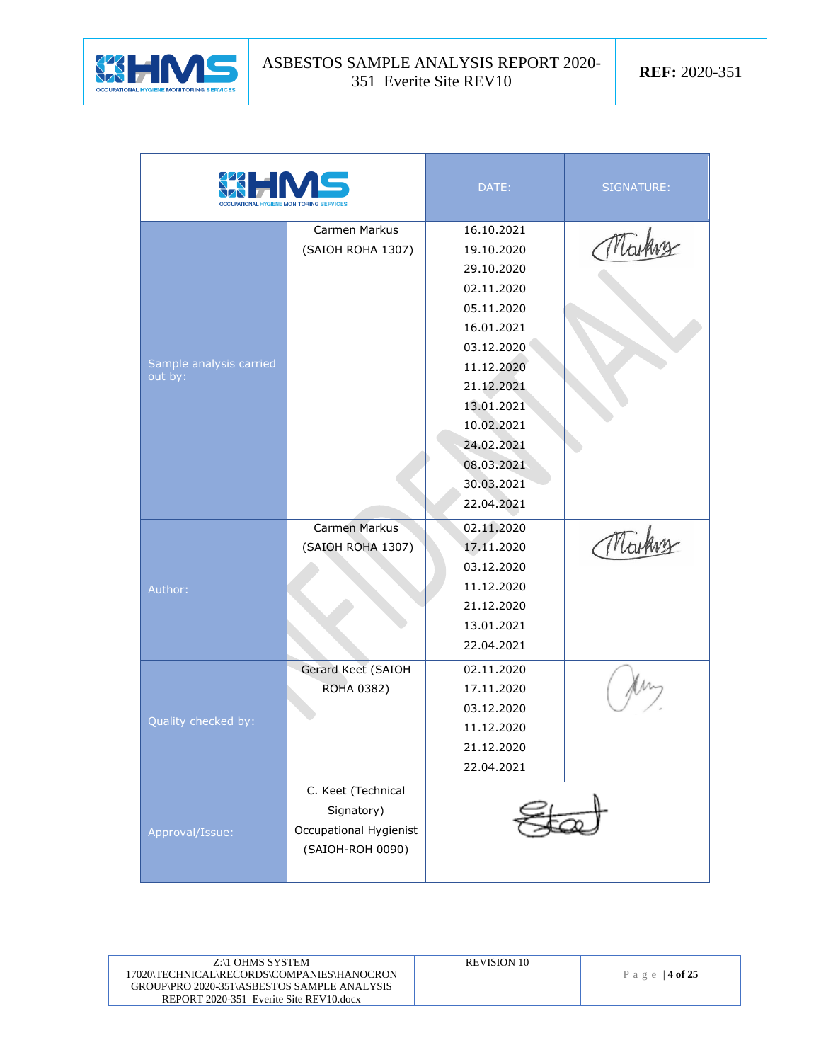| OHMS OCCUPATIONAL HYGIENE MONITORING SERVICES | | DATE: | SIGNATURE: |
|---|---|---|---|
| Sample analysis carried out by: | Carmen Markus (SAIOH ROHA 1307) | 16.10.2021<br>19.10.2020<br>29.10.2020<br>02.11.2020<br>05.11.2020<br>16.01.2021<br>03.12.2020<br>11.12.2020<br>21.12.2021<br>13.01.2021<br>10.02.2021<br>24.02.2021<br>08.03.2021<br>30.03.2021<br>22.04.2021 | |
| Author: | Carmen Markus (SAIOH ROHA 1307) | 02.11.2020<br>17.11.2020<br>03.12.2020<br>11.12.2020<br>21.12.2020<br>13.01.2021<br>22.04.2021 | |
| Quality checked by: | Gerard Keet (SAIOH ROHA 0382) | 02.11.2020<br>17.11.2020<br>03.12.2020<br>11.12.2020<br>21.12.2020<br>22.04.2021 | |
| Approval/Issue: | C. Keet (Technical Signatory) Occupational Hygienist (SAIOH-ROH 0090) | | |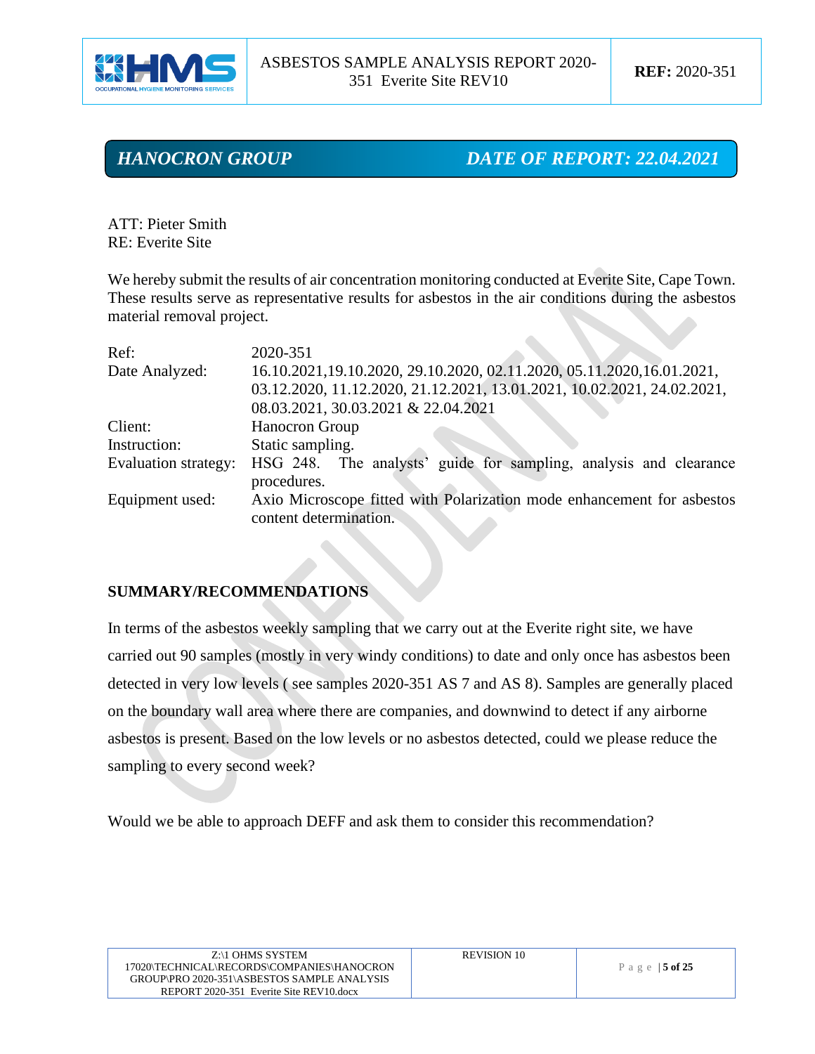## *HANOCRON GROUP* *DATE OF REPORT: 22.04.2021*

ATT: Pieter Smith
RE: Everite Site

We hereby submit the results of air concentration monitoring conducted at Everite Site, Cape Town. These results serve as representative results for asbestos in the air conditions during the asbestos material removal project.

| | |
|---|---|
| Ref: | 2020-351 |
| Date Analyzed: | 16.10.2021,19.10.2020, 29.10.2020, 02.11.2020, 05.11.2020,16.01.2021, 03.12.2020, 11.12.2020, 21.12.2021, 13.01.2021, 10.02.2021, 24.02.2021, 08.03.2021, 30.03.2021 & 22.04.2021 |
| Client: | Hanocron Group |
| Instruction: | Static sampling. |
| Evaluation strategy: | HSG 248. The analysts' guide for sampling, analysis and clearance procedures. |
| Equipment used: | Axio Microscope fitted with Polarization mode enhancement for asbestos content determination. |

## SUMMARY/RECOMMENDATIONS

In terms of the asbestos weekly sampling that we carry out at the Everite right site, we have carried out 90 samples (mostly in very windy conditions) to date and only once has asbestos been detected in very low levels ( see samples 2020-351 AS 7 and AS 8). Samples are generally placed on the boundary wall area where there are companies, and downwind to detect if any airborne asbestos is present. Based on the low levels or no asbestos detected, could we please reduce the sampling to every second week?

Would we be able to approach DEFF and ask them to consider this recommendation?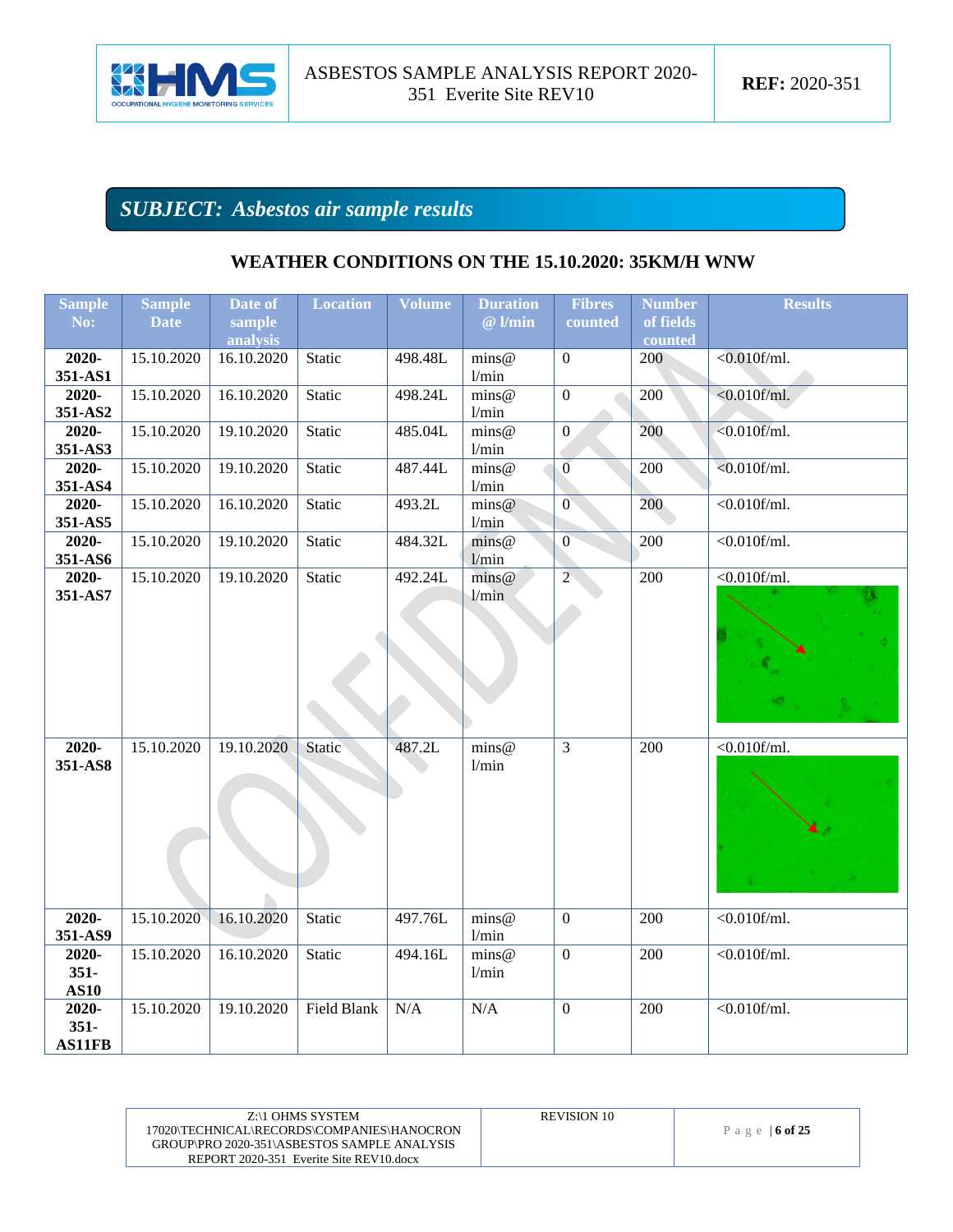## *SUBJECT: Asbestos air sample results*

### WEATHER CONDITIONS ON THE 15.10.2020: 35KM/H WNW

| Sample No: | Sample Date | Date of sample analysis | Location | Volume | Duration @ l/min | Fibres counted | Number of fields counted | Results |
|---|---|---|---|---|---|---|---|---|
| **2020-351-AS1** | 15.10.2020 | 16.10.2020 | Static | 498.48L | mins@ l/min | 0 | 200 | <0.010f/ml. |
| **2020-351-AS2** | 15.10.2020 | 16.10.2020 | Static | 498.24L | mins@ l/min | 0 | 200 | <0.010f/ml. |
| **2020-351-AS3** | 15.10.2020 | 19.10.2020 | Static | 485.04L | mins@ l/min | 0 | 200 | <0.010f/ml. |
| **2020-351-AS4** | 15.10.2020 | 19.10.2020 | Static | 487.44L | mins@ l/min | 0 | 200 | <0.010f/ml. |
| **2020-351-AS5** | 15.10.2020 | 16.10.2020 | Static | 493.2L | mins@ l/min | 0 | 200 | <0.010f/ml. |
| **2020-351-AS6** | 15.10.2020 | 19.10.2020 | Static | 484.32L | mins@ l/min | 0 | 200 | <0.010f/ml. |
| **2020-351-AS7** | 15.10.2020 | 19.10.2020 | Static | 492.24L | mins@ l/min | 2 | 200 | <0.010f/ml. |
| **2020-351-AS8** | 15.10.2020 | 19.10.2020 | Static | 487.2L | mins@ l/min | 3 | 200 | <0.010f/ml. |
| **2020-351-AS9** | 15.10.2020 | 16.10.2020 | Static | 497.76L | mins@ l/min | 0 | 200 | <0.010f/ml. |
| **2020-351-AS10** | 15.10.2020 | 16.10.2020 | Static | 494.16L | mins@ l/min | 0 | 200 | <0.010f/ml. |
| **2020-351-AS11FB** | 15.10.2020 | 19.10.2020 | Field Blank | N/A | N/A | 0 | 200 | <0.010f/ml. |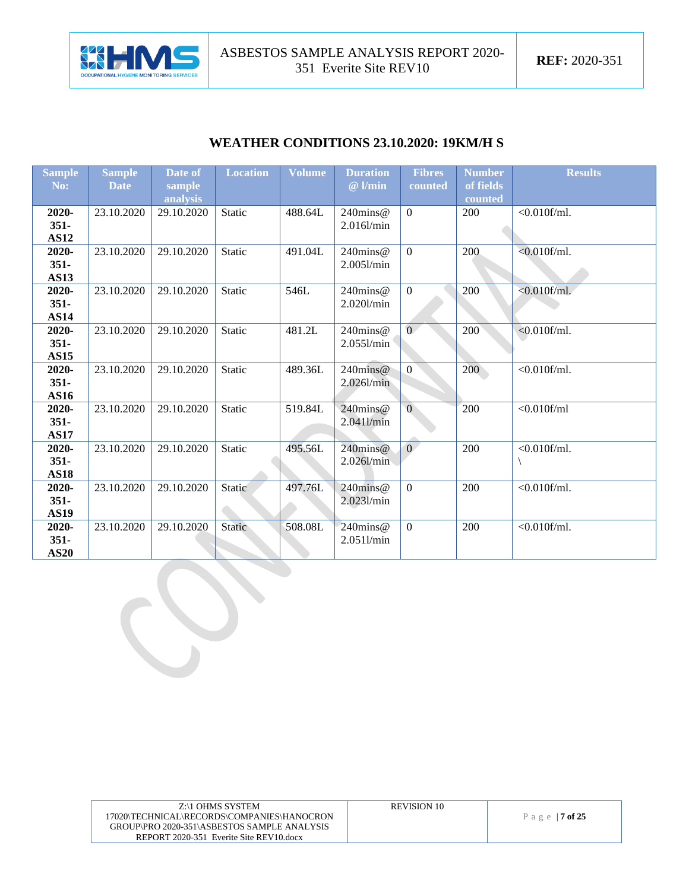## WEATHER CONDITIONS 23.10.2020: 19KM/H S

| Sample No: | Sample Date | Date of sample analysis | Location | Volume | Duration @ l/min | Fibres counted | Number of fields counted | Results |
|---|---|---|---|---|---|---|---|---|
| **2020-351-AS12** | 23.10.2020 | 29.10.2020 | Static | 488.64L | 240mins@ 2.016l/min | 0 | 200 | <0.010f/ml. |
| **2020-351-AS13** | 23.10.2020 | 29.10.2020 | Static | 491.04L | 240mins@ 2.005l/min | 0 | 200 | <0.010f/ml. |
| **2020-351-AS14** | 23.10.2020 | 29.10.2020 | Static | 546L | 240mins@ 2.020l/min | 0 | 200 | <0.010f/ml. |
| **2020-351-AS15** | 23.10.2020 | 29.10.2020 | Static | 481.2L | 240mins@ 2.055l/min | 0 | 200 | <0.010f/ml. |
| **2020-351-AS16** | 23.10.2020 | 29.10.2020 | Static | 489.36L | 240mins@ 2.026l/min | 0 | 200 | <0.010f/ml. |
| **2020-351-AS17** | 23.10.2020 | 29.10.2020 | Static | 519.84L | 240mins@ 2.041l/min | 0 | 200 | <0.010f/ml |
| **2020-351-AS18** | 23.10.2020 | 29.10.2020 | Static | 495.56L | 240mins@ 2.026l/min | 0 | 200 | <0.010f/ml. \ |
| **2020-351-AS19** | 23.10.2020 | 29.10.2020 | Static | 497.76L | 240mins@ 2.023l/min | 0 | 200 | <0.010f/ml. |
| **2020-351-AS20** | 23.10.2020 | 29.10.2020 | Static | 508.08L | 240mins@ 2.051l/min | 0 | 200 | <0.010f/ml. |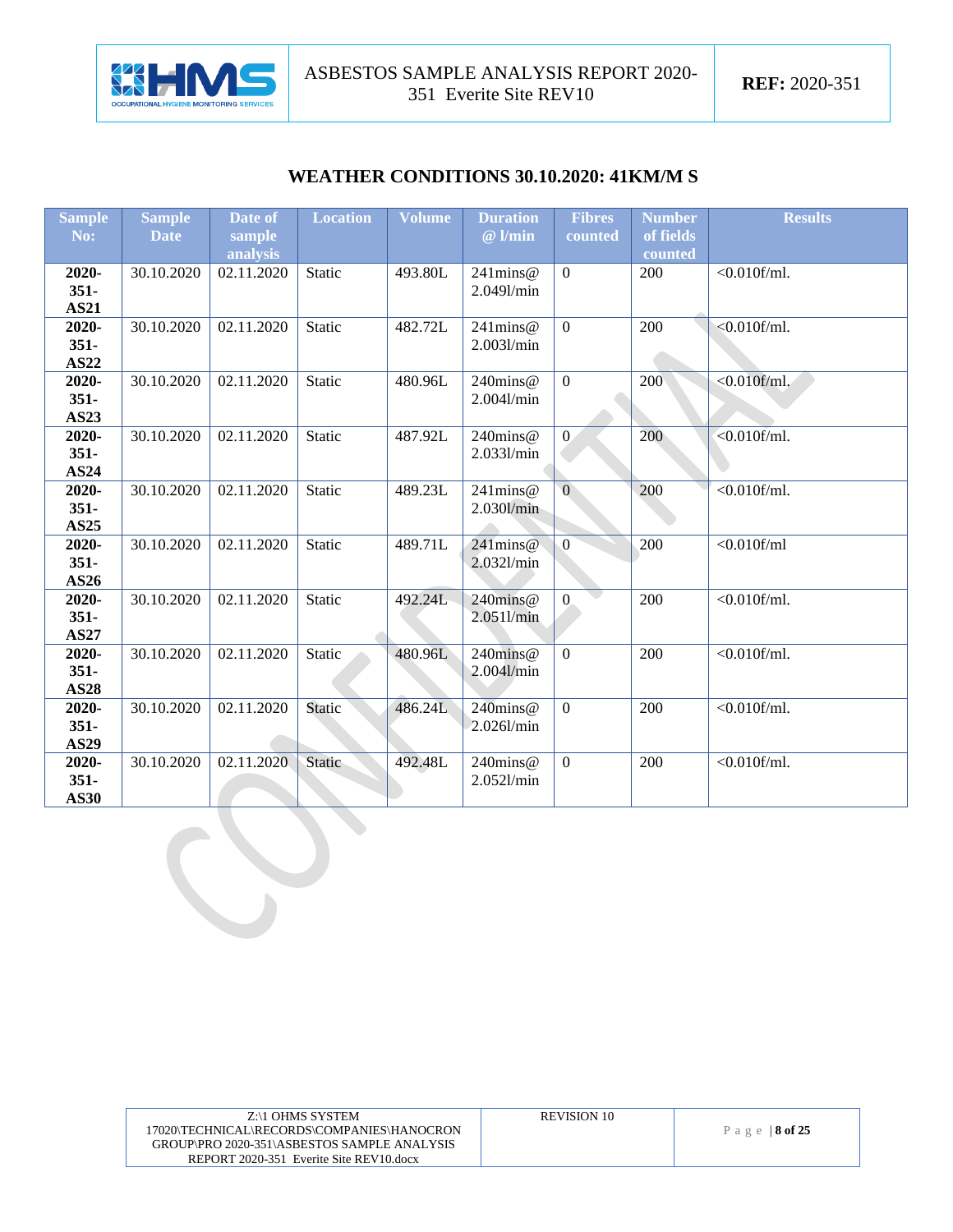## WEATHER CONDITIONS 30.10.2020: 41KM/M S

| Sample No: | Sample Date | Date of sample analysis | Location | Volume | Duration @ l/min | Fibres counted | Number of fields counted | Results |
|---|---|---|---|---|---|---|---|---|
| **2020-351-AS21** | 30.10.2020 | 02.11.2020 | Static | 493.80L | 241mins@ 2.049l/min | 0 | 200 | <0.010f/ml. |
| **2020-351-AS22** | 30.10.2020 | 02.11.2020 | Static | 482.72L | 241mins@ 2.003l/min | 0 | 200 | <0.010f/ml. |
| **2020-351-AS23** | 30.10.2020 | 02.11.2020 | Static | 480.96L | 240mins@ 2.004l/min | 0 | 200 | <0.010f/ml. |
| **2020-351-AS24** | 30.10.2020 | 02.11.2020 | Static | 487.92L | 240mins@ 2.033l/min | 0 | 200 | <0.010f/ml. |
| **2020-351-AS25** | 30.10.2020 | 02.11.2020 | Static | 489.23L | 241mins@ 2.030l/min | 0 | 200 | <0.010f/ml. |
| **2020-351-AS26** | 30.10.2020 | 02.11.2020 | Static | 489.71L | 241mins@ 2.032l/min | 0 | 200 | <0.010f/ml |
| **2020-351-AS27** | 30.10.2020 | 02.11.2020 | Static | 492.24L | 240mins@ 2.051l/min | 0 | 200 | <0.010f/ml. |
| **2020-351-AS28** | 30.10.2020 | 02.11.2020 | Static | 480.96L | 240mins@ 2.004l/min | 0 | 200 | <0.010f/ml. |
| **2020-351-AS29** | 30.10.2020 | 02.11.2020 | Static | 486.24L | 240mins@ 2.026l/min | 0 | 200 | <0.010f/ml. |
| **2020-351-AS30** | 30.10.2020 | 02.11.2020 | Static | 492.48L | 240mins@ 2.052l/min | 0 | 200 | <0.010f/ml. |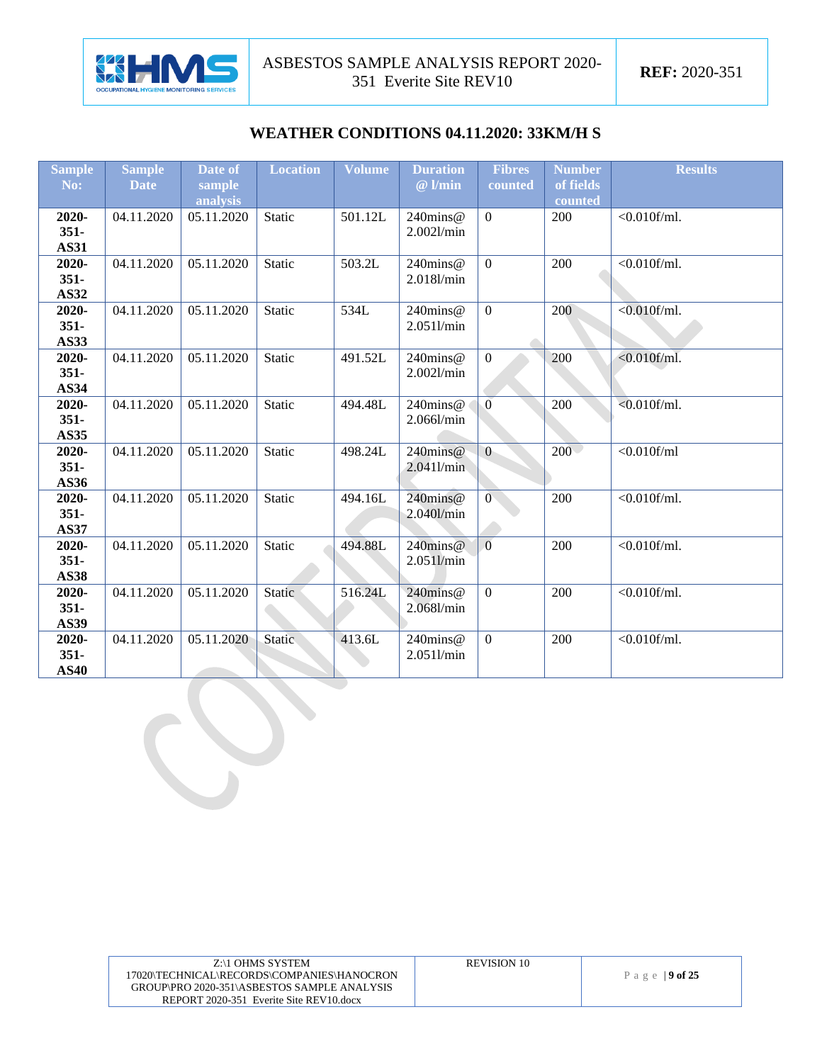## WEATHER CONDITIONS 04.11.2020: 33KM/H S

| Sample No: | Sample Date | Date of sample analysis | Location | Volume | Duration @ l/min | Fibres counted | Number of fields counted | Results |
|---|---|---|---|---|---|---|---|---|
| **2020-351-AS31** | 04.11.2020 | 05.11.2020 | Static | 501.12L | 240mins@ 2.002l/min | 0 | 200 | <0.010f/ml. |
| **2020-351-AS32** | 04.11.2020 | 05.11.2020 | Static | 503.2L | 240mins@ 2.018l/min | 0 | 200 | <0.010f/ml. |
| **2020-351-AS33** | 04.11.2020 | 05.11.2020 | Static | 534L | 240mins@ 2.051l/min | 0 | 200 | <0.010f/ml. |
| **2020-351-AS34** | 04.11.2020 | 05.11.2020 | Static | 491.52L | 240mins@ 2.002l/min | 0 | 200 | <0.010f/ml. |
| **2020-351-AS35** | 04.11.2020 | 05.11.2020 | Static | 494.48L | 240mins@ 2.066l/min | 0 | 200 | <0.010f/ml. |
| **2020-351-AS36** | 04.11.2020 | 05.11.2020 | Static | 498.24L | 240mins@ 2.041l/min | 0 | 200 | <0.010f/ml |
| **2020-351-AS37** | 04.11.2020 | 05.11.2020 | Static | 494.16L | 240mins@ 2.040l/min | 0 | 200 | <0.010f/ml. |
| **2020-351-AS38** | 04.11.2020 | 05.11.2020 | Static | 494.88L | 240mins@ 2.051l/min | 0 | 200 | <0.010f/ml. |
| **2020-351-AS39** | 04.11.2020 | 05.11.2020 | Static | 516.24L | 240mins@ 2.068l/min | 0 | 200 | <0.010f/ml. |
| **2020-351-AS40** | 04.11.2020 | 05.11.2020 | Static | 413.6L | 240mins@ 2.051l/min | 0 | 200 | <0.010f/ml. |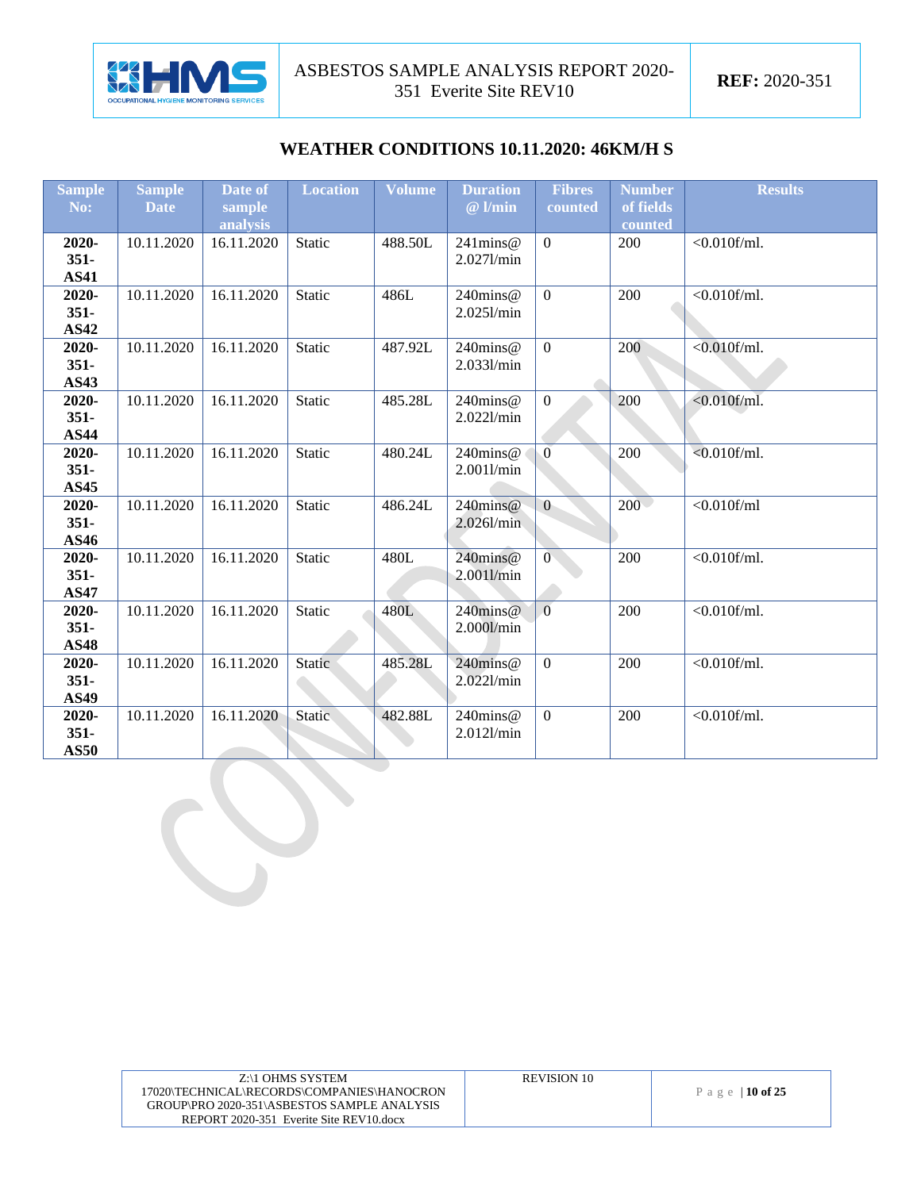## WEATHER CONDITIONS 10.11.2020: 46KM/H S

| Sample No: | Sample Date | Date of sample analysis | Location | Volume | Duration @ l/min | Fibres counted | Number of fields counted | Results |
|---|---|---|---|---|---|---|---|---|
| **2020-351-AS41** | 10.11.2020 | 16.11.2020 | Static | 488.50L | 241mins@ 2.027l/min | 0 | 200 | <0.010f/ml. |
| **2020-351-AS42** | 10.11.2020 | 16.11.2020 | Static | 486L | 240mins@ 2.025l/min | 0 | 200 | <0.010f/ml. |
| **2020-351-AS43** | 10.11.2020 | 16.11.2020 | Static | 487.92L | 240mins@ 2.033l/min | 0 | 200 | <0.010f/ml. |
| **2020-351-AS44** | 10.11.2020 | 16.11.2020 | Static | 485.28L | 240mins@ 2.022l/min | 0 | 200 | <0.010f/ml. |
| **2020-351-AS45** | 10.11.2020 | 16.11.2020 | Static | 480.24L | 240mins@ 2.001l/min | 0 | 200 | <0.010f/ml. |
| **2020-351-AS46** | 10.11.2020 | 16.11.2020 | Static | 486.24L | 240mins@ 2.026l/min | 0 | 200 | <0.010f/ml |
| **2020-351-AS47** | 10.11.2020 | 16.11.2020 | Static | 480L | 240mins@ 2.001l/min | 0 | 200 | <0.010f/ml. |
| **2020-351-AS48** | 10.11.2020 | 16.11.2020 | Static | 480L | 240mins@ 2.000l/min | 0 | 200 | <0.010f/ml. |
| **2020-351-AS49** | 10.11.2020 | 16.11.2020 | Static | 485.28L | 240mins@ 2.022l/min | 0 | 200 | <0.010f/ml. |
| **2020-351-AS50** | 10.11.2020 | 16.11.2020 | Static | 482.88L | 240mins@ 2.012l/min | 0 | 200 | <0.010f/ml. |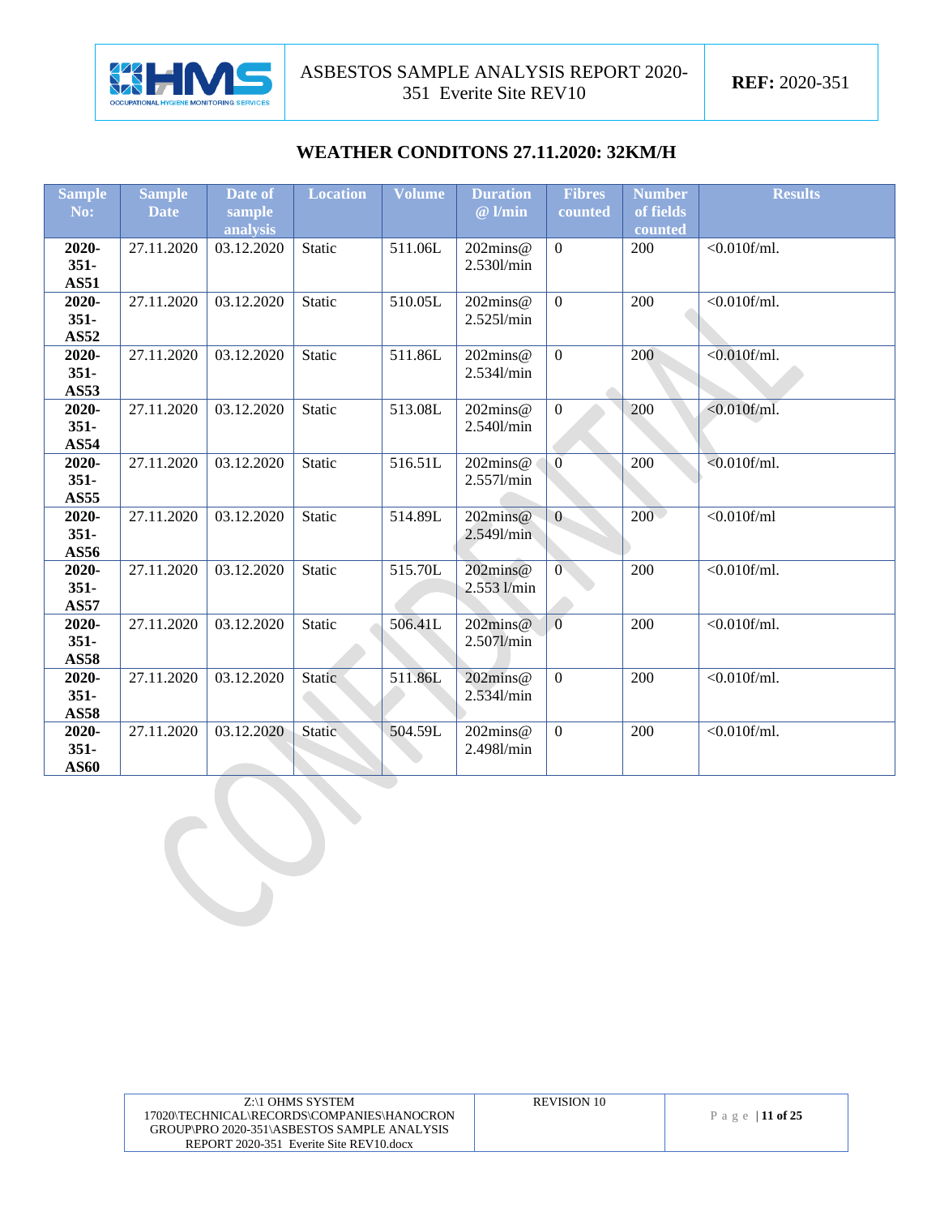## WEATHER CONDITONS 27.11.2020: 32KM/H

| Sample No: | Sample Date | Date of sample analysis | Location | Volume | Duration @ l/min | Fibres counted | Number of fields counted | Results |
|---|---|---|---|---|---|---|---|---|
| **2020-351-AS51** | 27.11.2020 | 03.12.2020 | Static | 511.06L | 202mins@ 2.530l/min | 0 | 200 | <0.010f/ml. |
| **2020-351-AS52** | 27.11.2020 | 03.12.2020 | Static | 510.05L | 202mins@ 2.525l/min | 0 | 200 | <0.010f/ml. |
| **2020-351-AS53** | 27.11.2020 | 03.12.2020 | Static | 511.86L | 202mins@ 2.534l/min | 0 | 200 | <0.010f/ml. |
| **2020-351-AS54** | 27.11.2020 | 03.12.2020 | Static | 513.08L | 202mins@ 2.540l/min | 0 | 200 | <0.010f/ml. |
| **2020-351-AS55** | 27.11.2020 | 03.12.2020 | Static | 516.51L | 202mins@ 2.557l/min | 0 | 200 | <0.010f/ml. |
| **2020-351-AS56** | 27.11.2020 | 03.12.2020 | Static | 514.89L | 202mins@ 2.549l/min | 0 | 200 | <0.010f/ml |
| **2020-351-AS57** | 27.11.2020 | 03.12.2020 | Static | 515.70L | 202mins@ 2.553 l/min | 0 | 200 | <0.010f/ml. |
| **2020-351-AS58** | 27.11.2020 | 03.12.2020 | Static | 506.41L | 202mins@ 2.507l/min | 0 | 200 | <0.010f/ml. |
| **2020-351-AS58** | 27.11.2020 | 03.12.2020 | Static | 511.86L | 202mins@ 2.534l/min | 0 | 200 | <0.010f/ml. |
| **2020-351-AS60** | 27.11.2020 | 03.12.2020 | Static | 504.59L | 202mins@ 2.498l/min | 0 | 200 | <0.010f/ml. |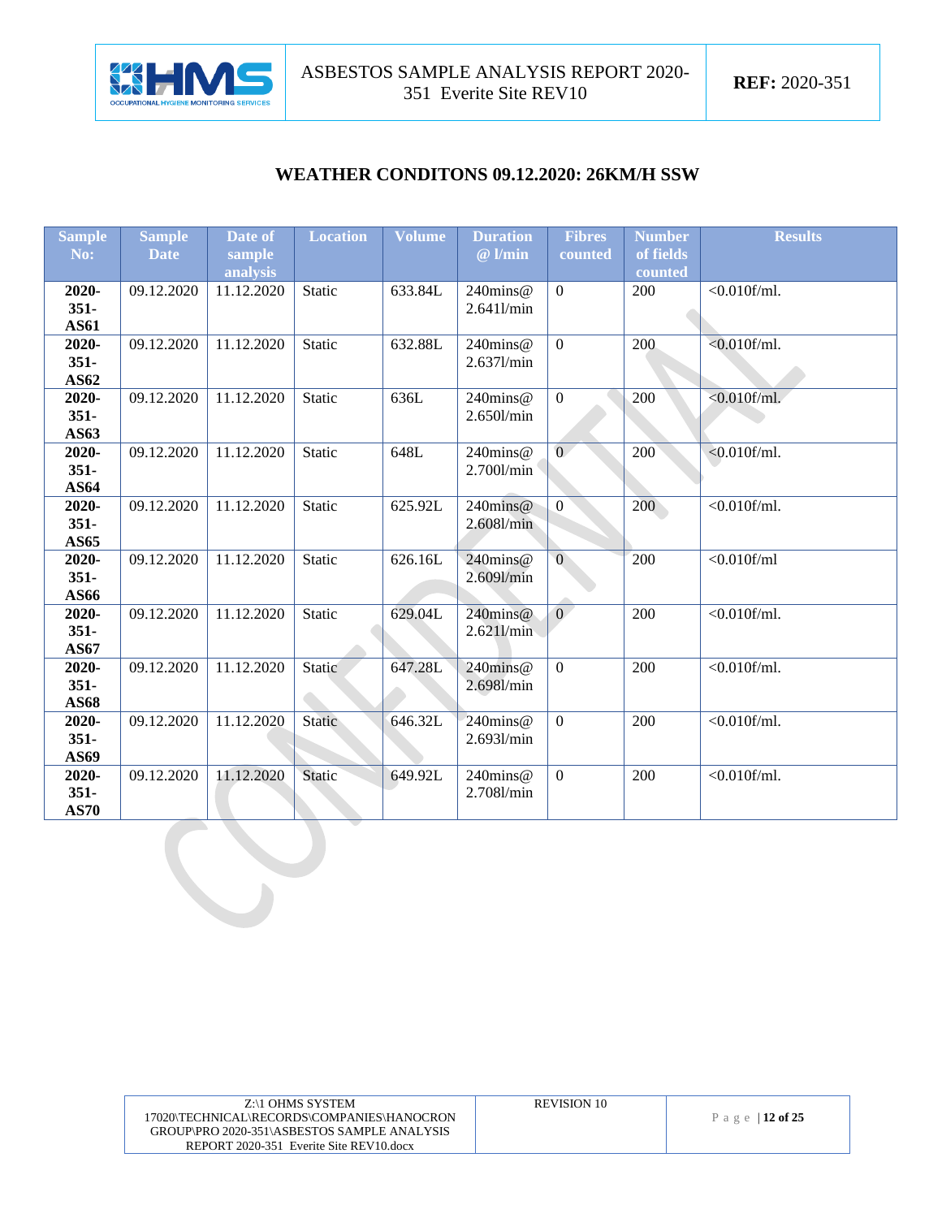## WEATHER CONDITONS 09.12.2020: 26KM/H SSW

| Sample No: | Sample Date | Date of sample analysis | Location | Volume | Duration @ l/min | Fibres counted | Number of fields counted | Results |
|---|---|---|---|---|---|---|---|---|
| **2020-351-AS61** | 09.12.2020 | 11.12.2020 | Static | 633.84L | 240mins@ 2.641l/min | 0 | 200 | <0.010f/ml. |
| **2020-351-AS62** | 09.12.2020 | 11.12.2020 | Static | 632.88L | 240mins@ 2.637l/min | 0 | 200 | <0.010f/ml. |
| **2020-351-AS63** | 09.12.2020 | 11.12.2020 | Static | 636L | 240mins@ 2.650l/min | 0 | 200 | <0.010f/ml. |
| **2020-351-AS64** | 09.12.2020 | 11.12.2020 | Static | 648L | 240mins@ 2.700l/min | 0 | 200 | <0.010f/ml. |
| **2020-351-AS65** | 09.12.2020 | 11.12.2020 | Static | 625.92L | 240mins@ 2.608l/min | 0 | 200 | <0.010f/ml. |
| **2020-351-AS66** | 09.12.2020 | 11.12.2020 | Static | 626.16L | 240mins@ 2.609l/min | 0 | 200 | <0.010f/ml |
| **2020-351-AS67** | 09.12.2020 | 11.12.2020 | Static | 629.04L | 240mins@ 2.621l/min | 0 | 200 | <0.010f/ml. |
| **2020-351-AS68** | 09.12.2020 | 11.12.2020 | Static | 647.28L | 240mins@ 2.698l/min | 0 | 200 | <0.010f/ml. |
| **2020-351-AS69** | 09.12.2020 | 11.12.2020 | Static | 646.32L | 240mins@ 2.693l/min | 0 | 200 | <0.010f/ml. |
| **2020-351-AS70** | 09.12.2020 | 11.12.2020 | Static | 649.92L | 240mins@ 2.708l/min | 0 | 200 | <0.010f/ml. |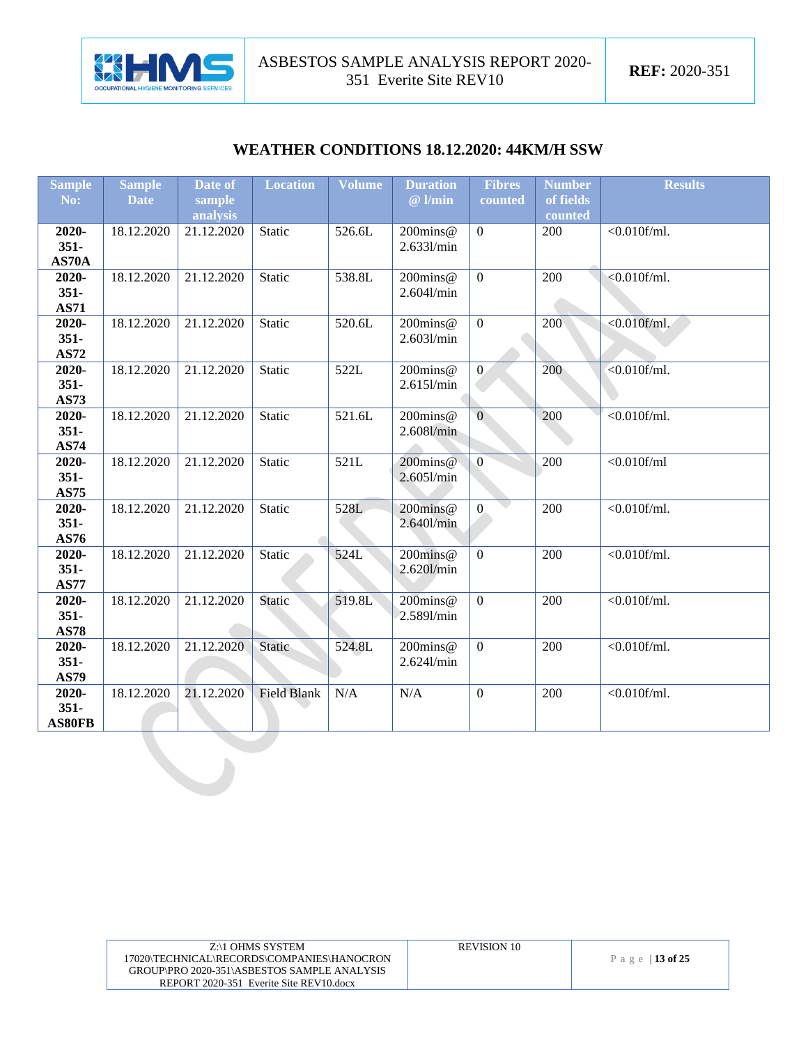## WEATHER CONDITIONS 18.12.2020: 44KM/H SSW

| Sample No: | Sample Date | Date of sample analysis | Location | Volume | Duration @ l/min | Fibres counted | Number of fields counted | Results |
|---|---|---|---|---|---|---|---|---|
| **2020-351-AS70A** | 18.12.2020 | 21.12.2020 | Static | 526.6L | 200mins@ 2.633l/min | 0 | 200 | <0.010f/ml. |
| **2020-351-AS71** | 18.12.2020 | 21.12.2020 | Static | 538.8L | 200mins@ 2.604l/min | 0 | 200 | <0.010f/ml. |
| **2020-351-AS72** | 18.12.2020 | 21.12.2020 | Static | 520.6L | 200mins@ 2.603l/min | 0 | 200 | <0.010f/ml. |
| **2020-351-AS73** | 18.12.2020 | 21.12.2020 | Static | 522L | 200mins@ 2.615l/min | 0 | 200 | <0.010f/ml. |
| **2020-351-AS74** | 18.12.2020 | 21.12.2020 | Static | 521.6L | 200mins@ 2.608l/min | 0 | 200 | <0.010f/ml. |
| **2020-351-AS75** | 18.12.2020 | 21.12.2020 | Static | 521L | 200mins@ 2.605l/min | 0 | 200 | <0.010f/ml |
| **2020-351-AS76** | 18.12.2020 | 21.12.2020 | Static | 528L | 200mins@ 2.640l/min | 0 | 200 | <0.010f/ml. |
| **2020-351-AS77** | 18.12.2020 | 21.12.2020 | Static | 524L | 200mins@ 2.620l/min | 0 | 200 | <0.010f/ml. |
| **2020-351-AS78** | 18.12.2020 | 21.12.2020 | Static | 519.8L | 200mins@ 2.589l/min | 0 | 200 | <0.010f/ml. |
| **2020-351-AS79** | 18.12.2020 | 21.12.2020 | Static | 524.8L | 200mins@ 2.624l/min | 0 | 200 | <0.010f/ml. |
| **2020-351-AS80FB** | 18.12.2020 | 21.12.2020 | Field Blank | N/A | N/A | 0 | 200 | <0.010f/ml. |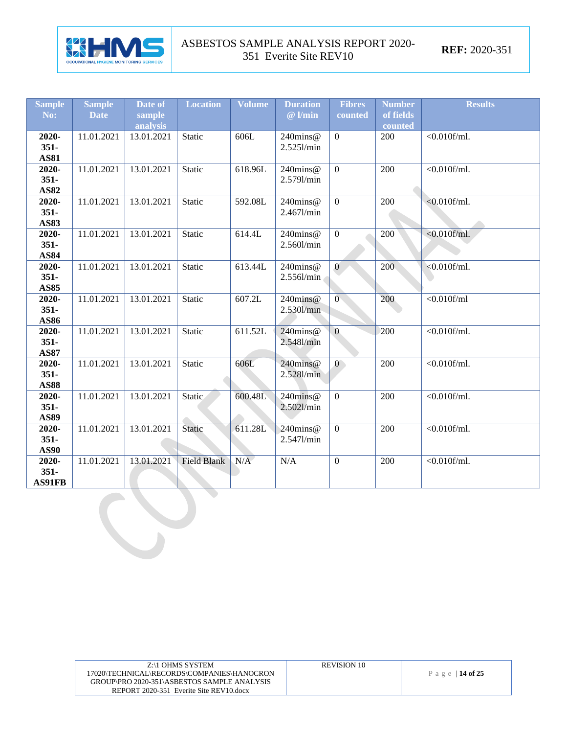| Sample No: | Sample Date | Date of sample analysis | Location | Volume | Duration @ l/min | Fibres counted | Number of fields counted | Results |
|---|---|---|---|---|---|---|---|---|
| **2020-351-AS81** | 11.01.2021 | 13.01.2021 | Static | 606L | 240mins@ 2.525l/min | 0 | 200 | <0.010f/ml. |
| **2020-351-AS82** | 11.01.2021 | 13.01.2021 | Static | 618.96L | 240mins@ 2.579l/min | 0 | 200 | <0.010f/ml. |
| **2020-351-AS83** | 11.01.2021 | 13.01.2021 | Static | 592.08L | 240mins@ 2.467l/min | 0 | 200 | <0.010f/ml. |
| **2020-351-AS84** | 11.01.2021 | 13.01.2021 | Static | 614.4L | 240mins@ 2.560l/min | 0 | 200 | <0.010f/ml. |
| **2020-351-AS85** | 11.01.2021 | 13.01.2021 | Static | 613.44L | 240mins@ 2.556l/min | 0 | 200 | <0.010f/ml. |
| **2020-351-AS86** | 11.01.2021 | 13.01.2021 | Static | 607.2L | 240mins@ 2.530l/min | 0 | 200 | <0.010f/ml |
| **2020-351-AS87** | 11.01.2021 | 13.01.2021 | Static | 611.52L | 240mins@ 2.548l/min | 0 | 200 | <0.010f/ml. |
| **2020-351-AS88** | 11.01.2021 | 13.01.2021 | Static | 606L | 240mins@ 2.528l/min | 0 | 200 | <0.010f/ml. |
| **2020-351-AS89** | 11.01.2021 | 13.01.2021 | Static | 600.48L | 240mins@ 2.502l/min | 0 | 200 | <0.010f/ml. |
| **2020-351-AS90** | 11.01.2021 | 13.01.2021 | Static | 611.28L | 240mins@ 2.547l/min | 0 | 200 | <0.010f/ml. |
| **2020-351-AS91FB** | 11.01.2021 | 13.01.2021 | Field Blank | N/A | N/A | 0 | 200 | <0.010f/ml. |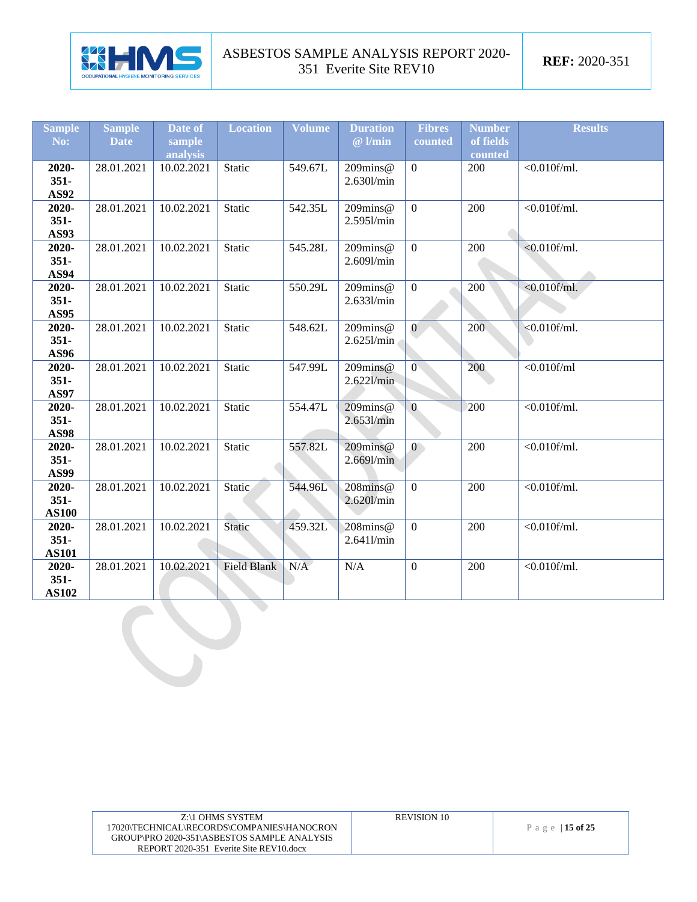| Sample No: | Sample Date | Date of sample analysis | Location | Volume | Duration @ l/min | Fibres counted | Number of fields counted | Results |
|---|---|---|---|---|---|---|---|---|
| **2020-351-AS92** | 28.01.2021 | 10.02.2021 | Static | 549.67L | 209mins@ 2.630l/min | 0 | 200 | <0.010f/ml. |
| **2020-351-AS93** | 28.01.2021 | 10.02.2021 | Static | 542.35L | 209mins@ 2.595l/min | 0 | 200 | <0.010f/ml. |
| **2020-351-AS94** | 28.01.2021 | 10.02.2021 | Static | 545.28L | 209mins@ 2.609l/min | 0 | 200 | <0.010f/ml. |
| **2020-351-AS95** | 28.01.2021 | 10.02.2021 | Static | 550.29L | 209mins@ 2.633l/min | 0 | 200 | <0.010f/ml. |
| **2020-351-AS96** | 28.01.2021 | 10.02.2021 | Static | 548.62L | 209mins@ 2.625l/min | 0 | 200 | <0.010f/ml. |
| **2020-351-AS97** | 28.01.2021 | 10.02.2021 | Static | 547.99L | 209mins@ 2.622l/min | 0 | 200 | <0.010f/ml |
| **2020-351-AS98** | 28.01.2021 | 10.02.2021 | Static | 554.47L | 209mins@ 2.653l/min | 0 | 200 | <0.010f/ml. |
| **2020-351-AS99** | 28.01.2021 | 10.02.2021 | Static | 557.82L | 209mins@ 2.669l/min | 0 | 200 | <0.010f/ml. |
| **2020-351-AS100** | 28.01.2021 | 10.02.2021 | Static | 544.96L | 208mins@ 2.620l/min | 0 | 200 | <0.010f/ml. |
| **2020-351-AS101** | 28.01.2021 | 10.02.2021 | Static | 459.32L | 208mins@ 2.641l/min | 0 | 200 | <0.010f/ml. |
| **2020-351-AS102** | 28.01.2021 | 10.02.2021 | Field Blank | N/A | N/A | 0 | 200 | <0.010f/ml. |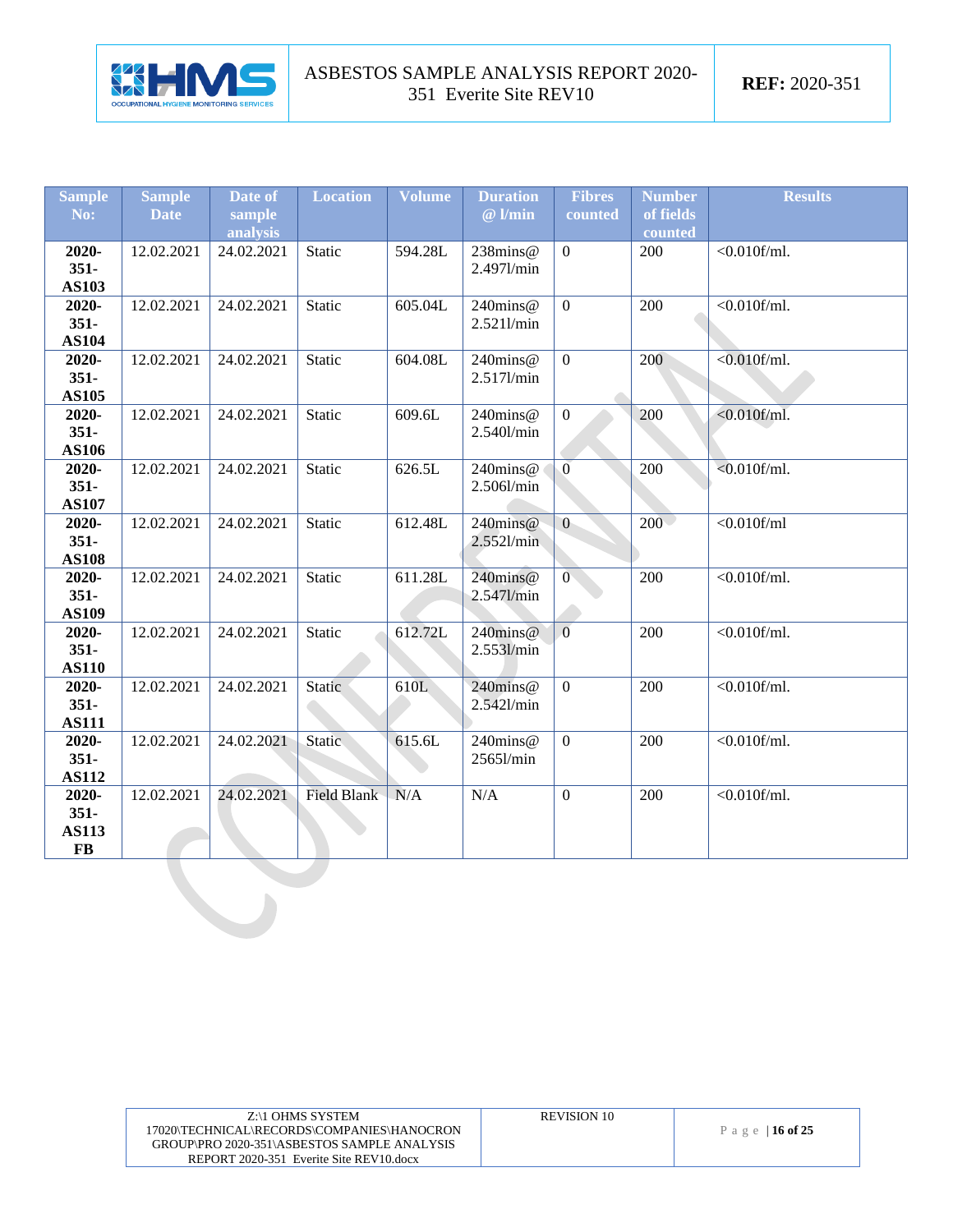| Sample No: | Sample Date | Date of sample analysis | Location | Volume | Duration @ l/min | Fibres counted | Number of fields counted | Results |
|---|---|---|---|---|---|---|---|---|
| **2020-351-AS103** | 12.02.2021 | 24.02.2021 | Static | 594.28L | 238mins@ 2.497l/min | 0 | 200 | <0.010f/ml. |
| **2020-351-AS104** | 12.02.2021 | 24.02.2021 | Static | 605.04L | 240mins@ 2.521l/min | 0 | 200 | <0.010f/ml. |
| **2020-351-AS105** | 12.02.2021 | 24.02.2021 | Static | 604.08L | 240mins@ 2.517l/min | 0 | 200 | <0.010f/ml. |
| **2020-351-AS106** | 12.02.2021 | 24.02.2021 | Static | 609.6L | 240mins@ 2.540l/min | 0 | 200 | <0.010f/ml. |
| **2020-351-AS107** | 12.02.2021 | 24.02.2021 | Static | 626.5L | 240mins@ 2.506l/min | 0 | 200 | <0.010f/ml. |
| **2020-351-AS108** | 12.02.2021 | 24.02.2021 | Static | 612.48L | 240mins@ 2.552l/min | 0 | 200 | <0.010f/ml |
| **2020-351-AS109** | 12.02.2021 | 24.02.2021 | Static | 611.28L | 240mins@ 2.547l/min | 0 | 200 | <0.010f/ml. |
| **2020-351-AS110** | 12.02.2021 | 24.02.2021 | Static | 612.72L | 240mins@ 2.553l/min | 0 | 200 | <0.010f/ml. |
| **2020-351-AS111** | 12.02.2021 | 24.02.2021 | Static | 610L | 240mins@ 2.542l/min | 0 | 200 | <0.010f/ml. |
| **2020-351-AS112** | 12.02.2021 | 24.02.2021 | Static | 615.6L | 240mins@ 2565l/min | 0 | 200 | <0.010f/ml. |
| **2020-351-AS113 FB** | 12.02.2021 | 24.02.2021 | Field Blank | N/A | N/A | 0 | 200 | <0.010f/ml. |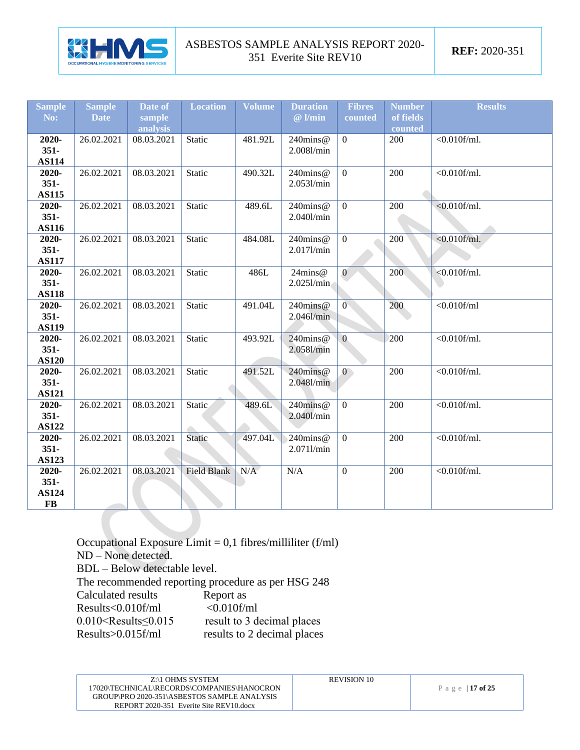| Sample No: | Sample Date | Date of sample analysis | Location | Volume | Duration @ l/min | Fibres counted | Number of fields counted | Results |
|---|---|---|---|---|---|---|---|---|
| **2020-351-AS114** | 26.02.2021 | 08.03.2021 | Static | 481.92L | 240mins@ 2.008l/min | 0 | 200 | <0.010f/ml. |
| **2020-351-AS115** | 26.02.2021 | 08.03.2021 | Static | 490.32L | 240mins@ 2.053l/min | 0 | 200 | <0.010f/ml. |
| **2020-351-AS116** | 26.02.2021 | 08.03.2021 | Static | 489.6L | 240mins@ 2.040l/min | 0 | 200 | <0.010f/ml. |
| **2020-351-AS117** | 26.02.2021 | 08.03.2021 | Static | 484.08L | 240mins@ 2.017l/min | 0 | 200 | <0.010f/ml. |
| **2020-351-AS118** | 26.02.2021 | 08.03.2021 | Static | 486L | 24mins@ 2.025l/min | 0 | 200 | <0.010f/ml. |
| **2020-351-AS119** | 26.02.2021 | 08.03.2021 | Static | 491.04L | 240mins@ 2.046l/min | 0 | 200 | <0.010f/ml |
| **2020-351-AS120** | 26.02.2021 | 08.03.2021 | Static | 493.92L | 240mins@ 2.058l/min | 0 | 200 | <0.010f/ml. |
| **2020-351-AS121** | 26.02.2021 | 08.03.2021 | Static | 491.52L | 240mins@ 2.048l/min | 0 | 200 | <0.010f/ml. |
| **2020-351-AS122** | 26.02.2021 | 08.03.2021 | Static | 489.6L | 240mins@ 2.040l/min | 0 | 200 | <0.010f/ml. |
| **2020-351-AS123** | 26.02.2021 | 08.03.2021 | Static | 497.04L | 240mins@ 2.071l/min | 0 | 200 | <0.010f/ml. |
| **2020-351-AS124 FB** | 26.02.2021 | 08.03.2021 | Field Blank | N/A | N/A | 0 | 200 | <0.010f/ml. |

Occupational Exposure Limit = 0,1 fibres/milliliter (f/ml)
ND – None detected.
BDL – Below detectable level.
The recommended reporting procedure as per HSG 248

| Calculated results | Report as |
|---|---|
| Results<0.010f/ml | <0.010f/ml |
| 0.010<Results≤0.015 | result to 3 decimal places |
| Results>0.015f/ml | results to 2 decimal places |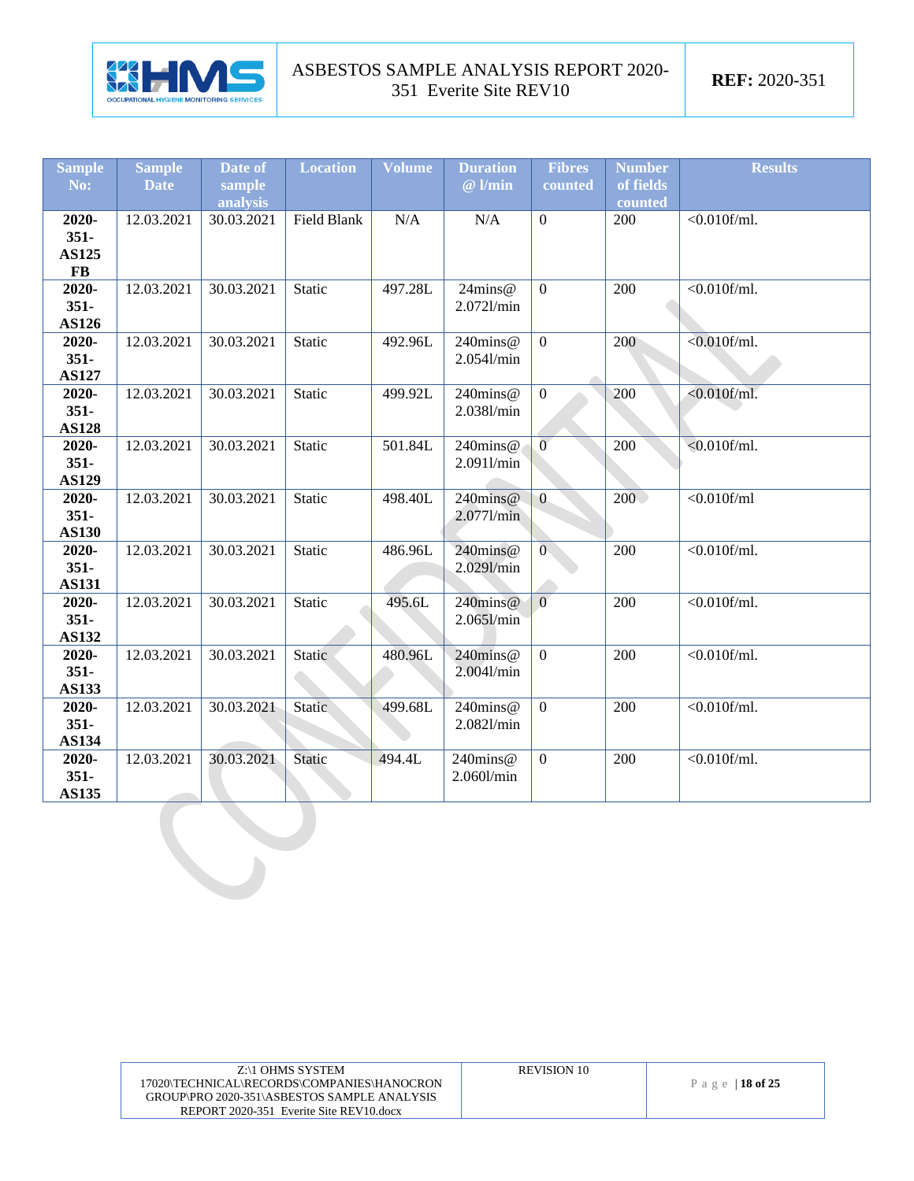| Sample No: | Sample Date | Date of sample analysis | Location | Volume | Duration @ l/min | Fibres counted | Number of fields counted | Results |
|---|---|---|---|---|---|---|---|---|
| **2020-351-AS125 FB** | 12.03.2021 | 30.03.2021 | Field Blank | N/A | N/A | 0 | 200 | <0.010f/ml. |
| **2020-351-AS126** | 12.03.2021 | 30.03.2021 | Static | 497.28L | 24mins@ 2.072l/min | 0 | 200 | <0.010f/ml. |
| **2020-351-AS127** | 12.03.2021 | 30.03.2021 | Static | 492.96L | 240mins@ 2.054l/min | 0 | 200 | <0.010f/ml. |
| **2020-351-AS128** | 12.03.2021 | 30.03.2021 | Static | 499.92L | 240mins@ 2.038l/min | 0 | 200 | <0.010f/ml. |
| **2020-351-AS129** | 12.03.2021 | 30.03.2021 | Static | 501.84L | 240mins@ 2.091l/min | 0 | 200 | <0.010f/ml. |
| **2020-351-AS130** | 12.03.2021 | 30.03.2021 | Static | 498.40L | 240mins@ 2.077l/min | 0 | 200 | <0.010f/ml |
| **2020-351-AS131** | 12.03.2021 | 30.03.2021 | Static | 486.96L | 240mins@ 2.029l/min | 0 | 200 | <0.010f/ml. |
| **2020-351-AS132** | 12.03.2021 | 30.03.2021 | Static | 495.6L | 240mins@ 2.065l/min | 0 | 200 | <0.010f/ml. |
| **2020-351-AS133** | 12.03.2021 | 30.03.2021 | Static | 480.96L | 240mins@ 2.004l/min | 0 | 200 | <0.010f/ml. |
| **2020-351-AS134** | 12.03.2021 | 30.03.2021 | Static | 499.68L | 240mins@ 2.082l/min | 0 | 200 | <0.010f/ml. |
| **2020-351-AS135** | 12.03.2021 | 30.03.2021 | Static | 494.4L | 240mins@ 2.060l/min | 0 | 200 | <0.010f/ml. |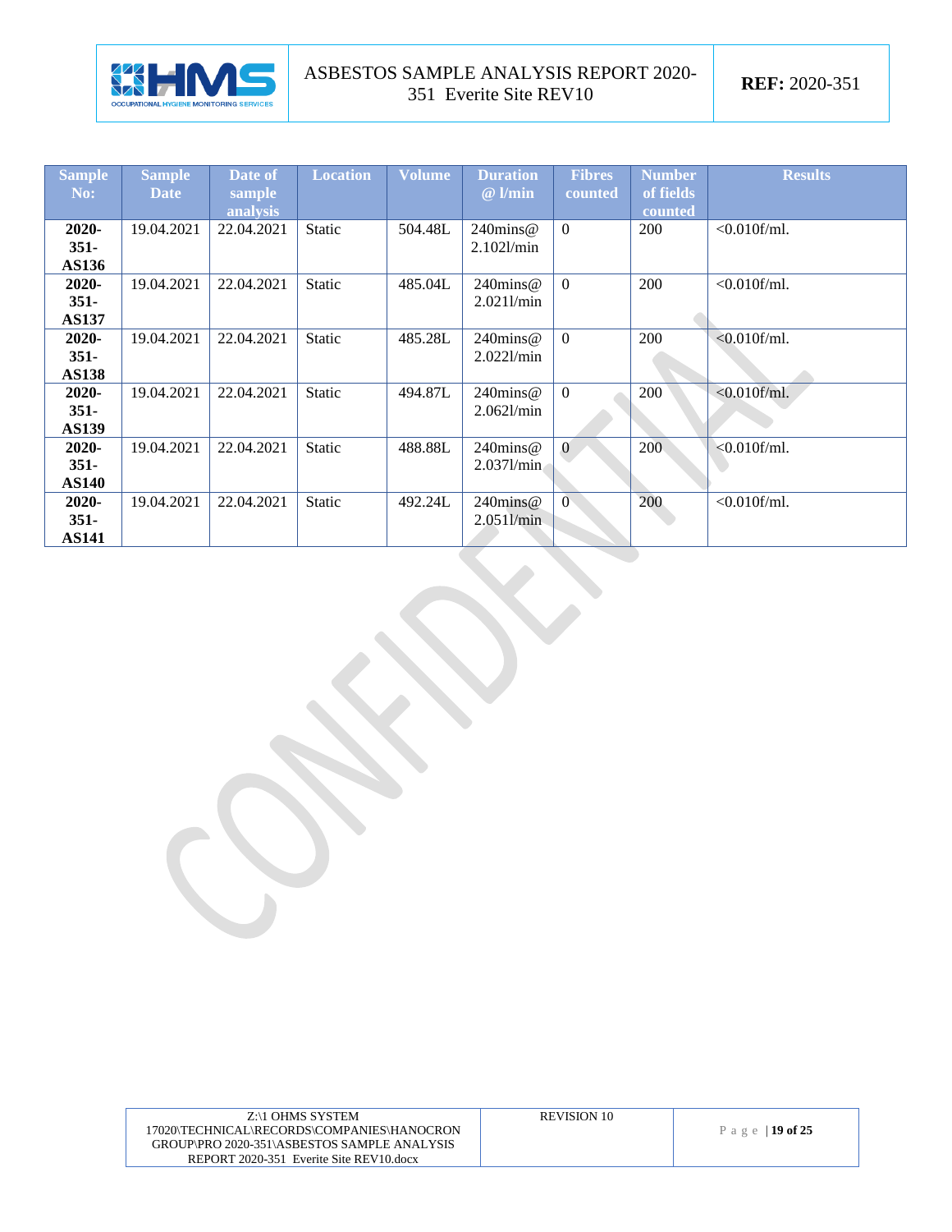| Sample No: | Sample Date | Date of sample analysis | Location | Volume | Duration @ l/min | Fibres counted | Number of fields counted | Results |
|---|---|---|---|---|---|---|---|---|
| **2020-351-AS136** | 19.04.2021 | 22.04.2021 | Static | 504.48L | 240mins@ 2.102l/min | 0 | 200 | <0.010f/ml. |
| **2020-351-AS137** | 19.04.2021 | 22.04.2021 | Static | 485.04L | 240mins@ 2.021l/min | 0 | 200 | <0.010f/ml. |
| **2020-351-AS138** | 19.04.2021 | 22.04.2021 | Static | 485.28L | 240mins@ 2.022l/min | 0 | 200 | <0.010f/ml. |
| **2020-351-AS139** | 19.04.2021 | 22.04.2021 | Static | 494.87L | 240mins@ 2.062l/min | 0 | 200 | <0.010f/ml. |
| **2020-351-AS140** | 19.04.2021 | 22.04.2021 | Static | 488.88L | 240mins@ 2.037l/min | 0 | 200 | <0.010f/ml. |
| **2020-351-AS141** | 19.04.2021 | 22.04.2021 | Static | 492.24L | 240mins@ 2.051l/min | 0 | 200 | <0.010f/ml. |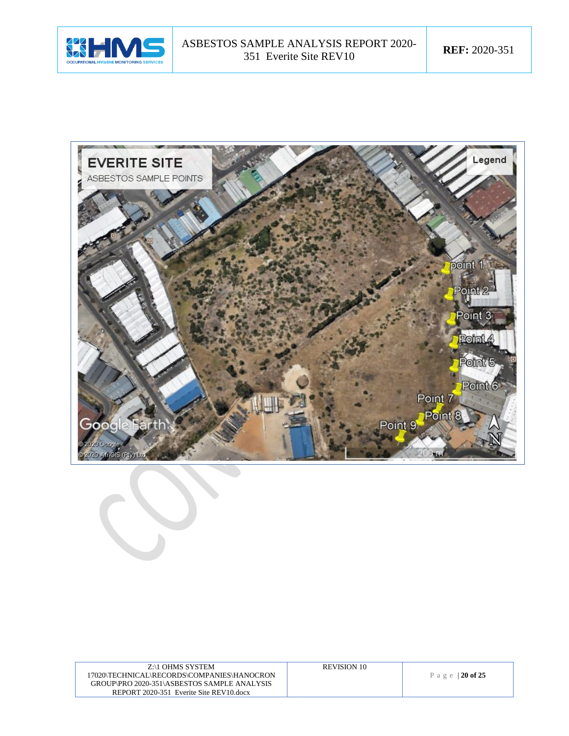EVERITE SITE

ASBESTOS SAMPLE POINTS

Legend

point 1

Point 2

Point 3

Point 4

Point 5

Point 6

Point 7

Point 8

Point 9

Google Earth

©2020 Google

©2020 AfriGIS (Pty) Ltd.

200 m

N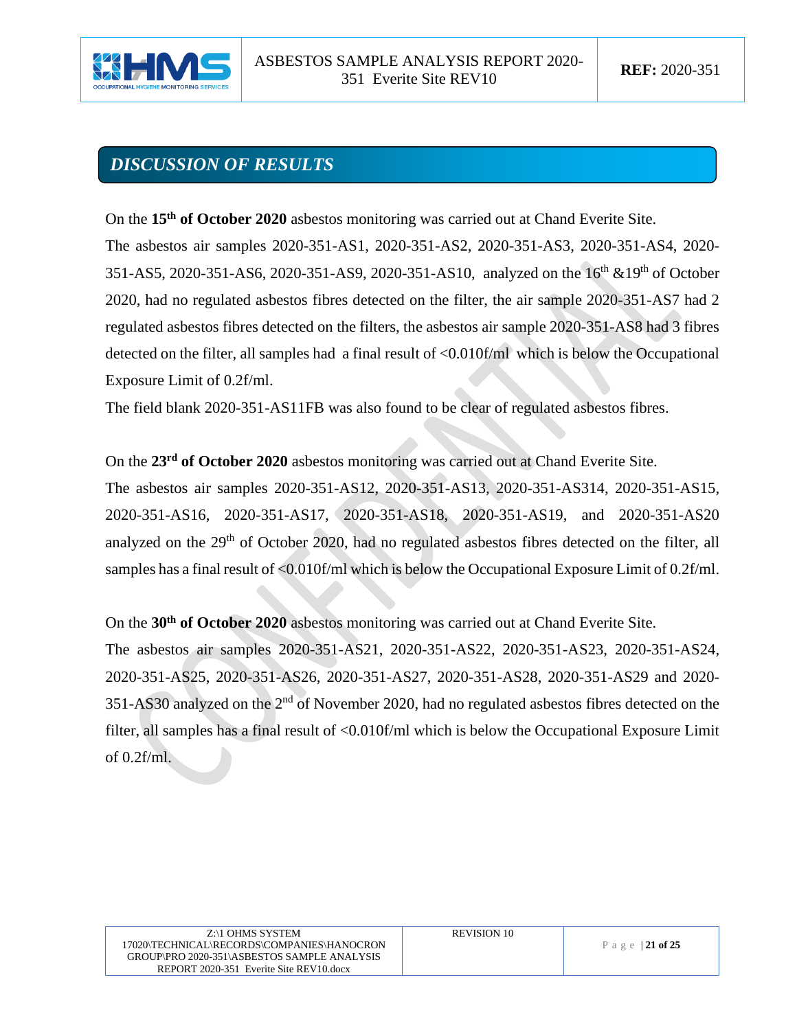## *DISCUSSION OF RESULTS*

On the **15th of October 2020** asbestos monitoring was carried out at Chand Everite Site.

The asbestos air samples 2020-351-AS1, 2020-351-AS2, 2020-351-AS3, 2020-351-AS4, 2020-351-AS5, 2020-351-AS6, 2020-351-AS9, 2020-351-AS10, analyzed on the 16th &19th of October 2020, had no regulated asbestos fibres detected on the filter, the air sample 2020-351-AS7 had 2 regulated asbestos fibres detected on the filters, the asbestos air sample 2020-351-AS8 had 3 fibres detected on the filter, all samples had a final result of <0.010f/ml which is below the Occupational Exposure Limit of 0.2f/ml.

The field blank 2020-351-AS11FB was also found to be clear of regulated asbestos fibres.

On the **23rd of October 2020** asbestos monitoring was carried out at Chand Everite Site.

The asbestos air samples 2020-351-AS12, 2020-351-AS13, 2020-351-AS314, 2020-351-AS15, 2020-351-AS16, 2020-351-AS17, 2020-351-AS18, 2020-351-AS19, and 2020-351-AS20 analyzed on the 29th of October 2020, had no regulated asbestos fibres detected on the filter, all samples has a final result of <0.010f/ml which is below the Occupational Exposure Limit of 0.2f/ml.

On the **30th of October 2020** asbestos monitoring was carried out at Chand Everite Site.

The asbestos air samples 2020-351-AS21, 2020-351-AS22, 2020-351-AS23, 2020-351-AS24, 2020-351-AS25, 2020-351-AS26, 2020-351-AS27, 2020-351-AS28, 2020-351-AS29 and 2020-351-AS30 analyzed on the 2nd of November 2020, had no regulated asbestos fibres detected on the filter, all samples has a final result of <0.010f/ml which is below the Occupational Exposure Limit of 0.2f/ml.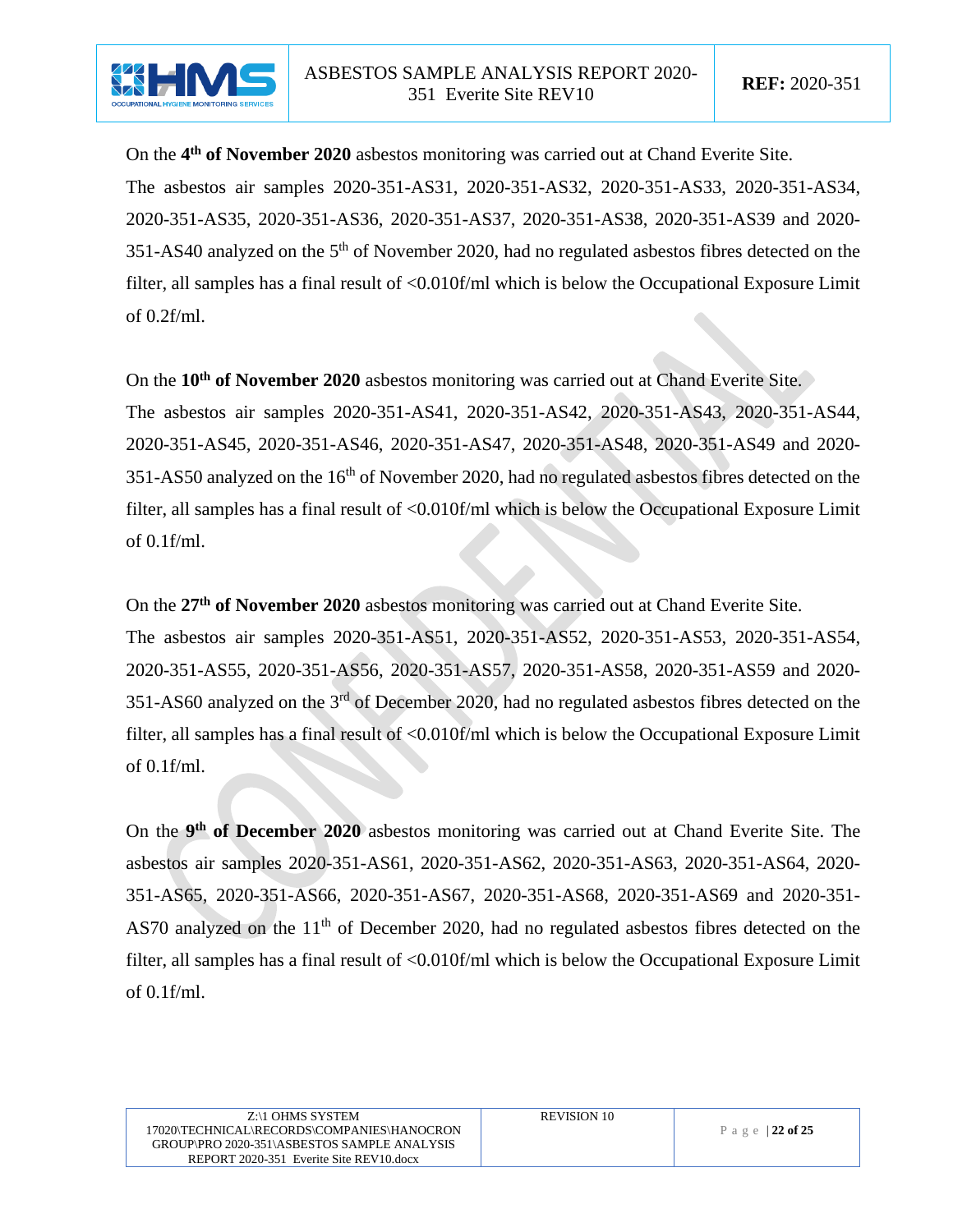On the **4th of November 2020** asbestos monitoring was carried out at Chand Everite Site. The asbestos air samples 2020-351-AS31, 2020-351-AS32, 2020-351-AS33, 2020-351-AS34, 2020-351-AS35, 2020-351-AS36, 2020-351-AS37, 2020-351-AS38, 2020-351-AS39 and 2020-351-AS40 analyzed on the 5th of November 2020, had no regulated asbestos fibres detected on the filter, all samples has a final result of <0.010f/ml which is below the Occupational Exposure Limit of 0.2f/ml.

On the **10th of November 2020** asbestos monitoring was carried out at Chand Everite Site. The asbestos air samples 2020-351-AS41, 2020-351-AS42, 2020-351-AS43, 2020-351-AS44, 2020-351-AS45, 2020-351-AS46, 2020-351-AS47, 2020-351-AS48, 2020-351-AS49 and 2020-351-AS50 analyzed on the 16th of November 2020, had no regulated asbestos fibres detected on the filter, all samples has a final result of <0.010f/ml which is below the Occupational Exposure Limit of 0.1f/ml.

On the **27th of November 2020** asbestos monitoring was carried out at Chand Everite Site. The asbestos air samples 2020-351-AS51, 2020-351-AS52, 2020-351-AS53, 2020-351-AS54, 2020-351-AS55, 2020-351-AS56, 2020-351-AS57, 2020-351-AS58, 2020-351-AS59 and 2020-351-AS60 analyzed on the 3rd of December 2020, had no regulated asbestos fibres detected on the filter, all samples has a final result of <0.010f/ml which is below the Occupational Exposure Limit of 0.1f/ml.

On the **9th of December 2020** asbestos monitoring was carried out at Chand Everite Site. The asbestos air samples 2020-351-AS61, 2020-351-AS62, 2020-351-AS63, 2020-351-AS64, 2020-351-AS65, 2020-351-AS66, 2020-351-AS67, 2020-351-AS68, 2020-351-AS69 and 2020-351-AS70 analyzed on the 11th of December 2020, had no regulated asbestos fibres detected on the filter, all samples has a final result of <0.010f/ml which is below the Occupational Exposure Limit of 0.1f/ml.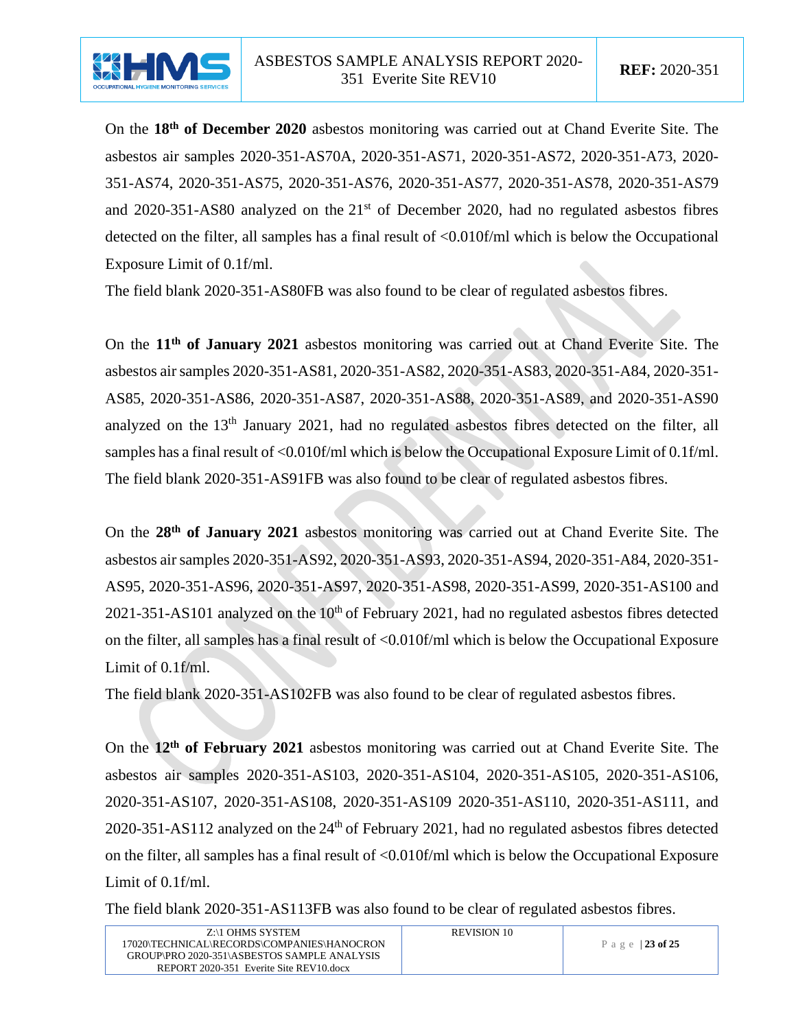On the **18th of December 2020** asbestos monitoring was carried out at Chand Everite Site. The asbestos air samples 2020-351-AS70A, 2020-351-AS71, 2020-351-AS72, 2020-351-A73, 2020-351-AS74, 2020-351-AS75, 2020-351-AS76, 2020-351-AS77, 2020-351-AS78, 2020-351-AS79 and 2020-351-AS80 analyzed on the 21st of December 2020, had no regulated asbestos fibres detected on the filter, all samples has a final result of <0.010f/ml which is below the Occupational Exposure Limit of 0.1f/ml.

The field blank 2020-351-AS80FB was also found to be clear of regulated asbestos fibres.

On the **11th of January 2021** asbestos monitoring was carried out at Chand Everite Site. The asbestos air samples 2020-351-AS81, 2020-351-AS82, 2020-351-AS83, 2020-351-A84, 2020-351-AS85, 2020-351-AS86, 2020-351-AS87, 2020-351-AS88, 2020-351-AS89, and 2020-351-AS90 analyzed on the 13th January 2021, had no regulated asbestos fibres detected on the filter, all samples has a final result of <0.010f/ml which is below the Occupational Exposure Limit of 0.1f/ml. The field blank 2020-351-AS91FB was also found to be clear of regulated asbestos fibres.

On the **28th of January 2021** asbestos monitoring was carried out at Chand Everite Site. The asbestos air samples 2020-351-AS92, 2020-351-AS93, 2020-351-AS94, 2020-351-A84, 2020-351-AS95, 2020-351-AS96, 2020-351-AS97, 2020-351-AS98, 2020-351-AS99, 2020-351-AS100 and 2021-351-AS101 analyzed on the 10th of February 2021, had no regulated asbestos fibres detected on the filter, all samples has a final result of <0.010f/ml which is below the Occupational Exposure Limit of 0.1f/ml.

The field blank 2020-351-AS102FB was also found to be clear of regulated asbestos fibres.

On the **12th of February 2021** asbestos monitoring was carried out at Chand Everite Site. The asbestos air samples 2020-351-AS103, 2020-351-AS104, 2020-351-AS105, 2020-351-AS106, 2020-351-AS107, 2020-351-AS108, 2020-351-AS109 2020-351-AS110, 2020-351-AS111, and 2020-351-AS112 analyzed on the 24th of February 2021, had no regulated asbestos fibres detected on the filter, all samples has a final result of <0.010f/ml which is below the Occupational Exposure Limit of 0.1f/ml.

The field blank 2020-351-AS113FB was also found to be clear of regulated asbestos fibres.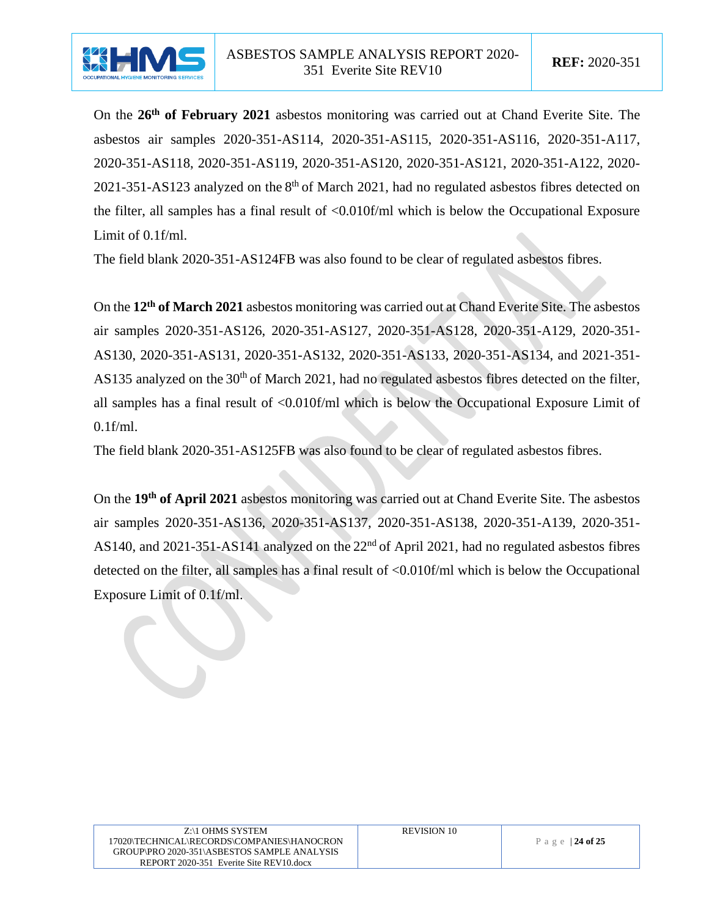On the **26th of February 2021** asbestos monitoring was carried out at Chand Everite Site. The asbestos air samples 2020-351-AS114, 2020-351-AS115, 2020-351-AS116, 2020-351-A117, 2020-351-AS118, 2020-351-AS119, 2020-351-AS120, 2020-351-AS121, 2020-351-A122, 2020-2021-351-AS123 analyzed on the 8th of March 2021, had no regulated asbestos fibres detected on the filter, all samples has a final result of <0.010f/ml which is below the Occupational Exposure Limit of 0.1f/ml.

The field blank 2020-351-AS124FB was also found to be clear of regulated asbestos fibres.

On the **12th of March 2021** asbestos monitoring was carried out at Chand Everite Site. The asbestos air samples 2020-351-AS126, 2020-351-AS127, 2020-351-AS128, 2020-351-A129, 2020-351-AS130, 2020-351-AS131, 2020-351-AS132, 2020-351-AS133, 2020-351-AS134, and 2021-351-AS135 analyzed on the 30th of March 2021, had no regulated asbestos fibres detected on the filter, all samples has a final result of <0.010f/ml which is below the Occupational Exposure Limit of 0.1f/ml.

The field blank 2020-351-AS125FB was also found to be clear of regulated asbestos fibres.

On the **19th of April 2021** asbestos monitoring was carried out at Chand Everite Site. The asbestos air samples 2020-351-AS136, 2020-351-AS137, 2020-351-AS138, 2020-351-A139, 2020-351-AS140, and 2021-351-AS141 analyzed on the 22nd of April 2021, had no regulated asbestos fibres detected on the filter, all samples has a final result of <0.010f/ml which is below the Occupational Exposure Limit of 0.1f/ml.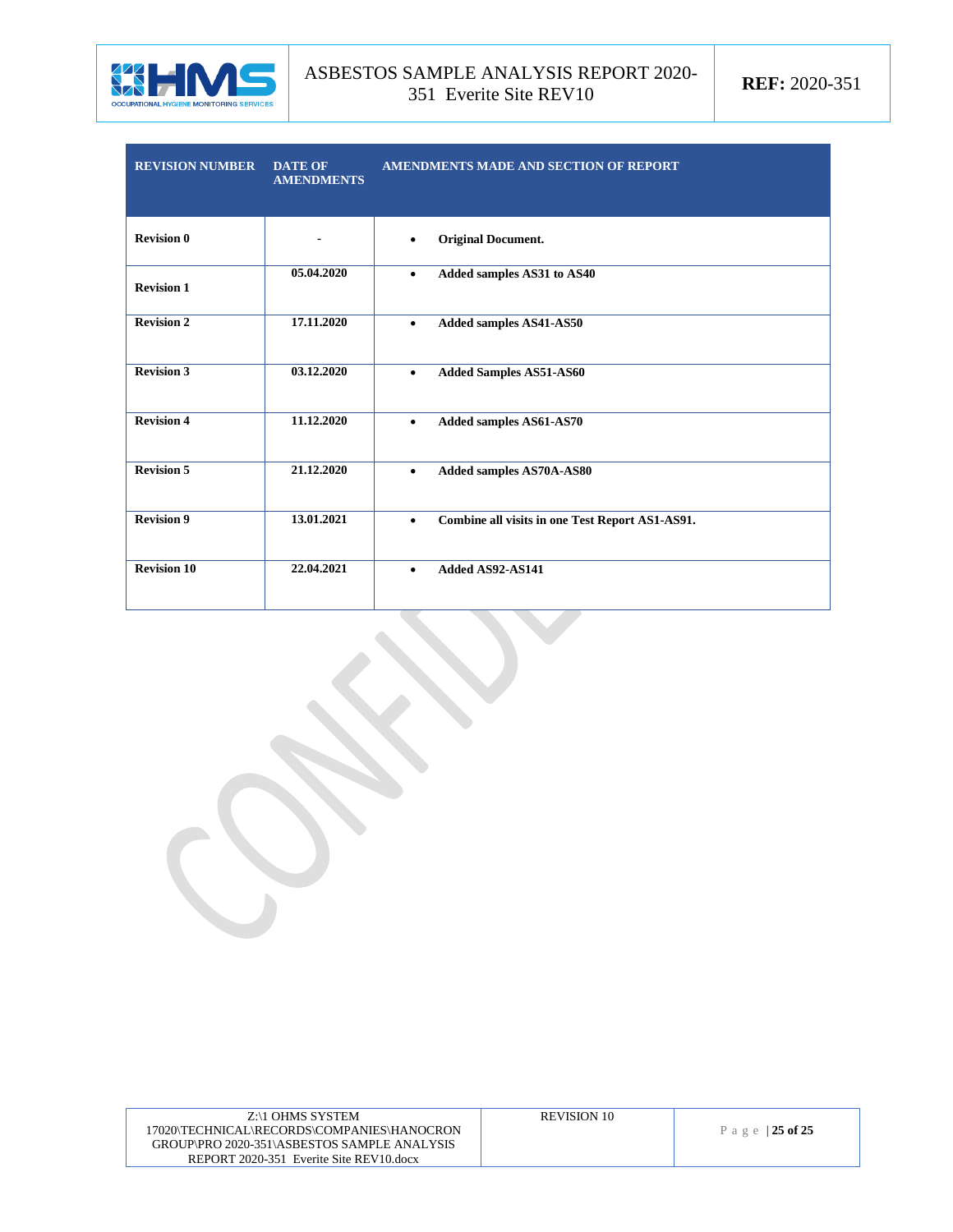| REVISION NUMBER | DATE OF AMENDMENTS | AMENDMENTS MADE AND SECTION OF REPORT |
|---|---|---|
| **Revision 0** | - | • **Original Document.** |
| **Revision 1** | **05.04.2020** | • **Added samples AS31 to AS40** |
| **Revision 2** | **17.11.2020** | • **Added samples AS41-AS50** |
| **Revision 3** | **03.12.2020** | • **Added Samples AS51-AS60** |
| **Revision 4** | **11.12.2020** | • **Added samples AS61-AS70** |
| **Revision 5** | **21.12.2020** | • **Added samples AS70A-AS80** |
| **Revision 9** | **13.01.2021** | • **Combine all visits in one Test Report AS1-AS91.** |
| **Revision 10** | **22.04.2021** | • **Added AS92-AS141** |